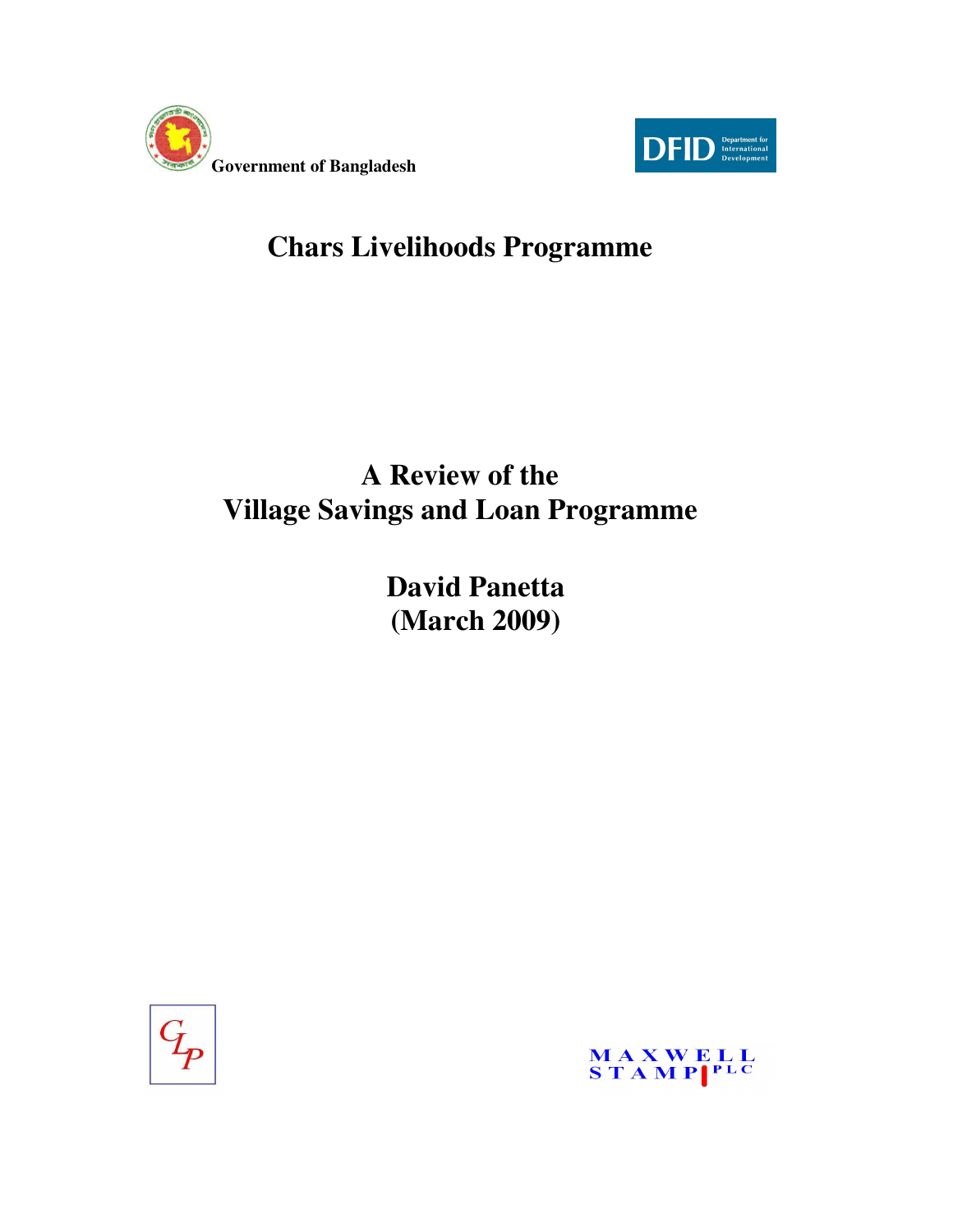Government of Bangladesh

DFID Department for International Development

# Chars Livelihoods Programme

# A Review of the Village Savings and Loan Programme

## David Panetta (March 2009)

CLP

MAXWELL STAMP PLC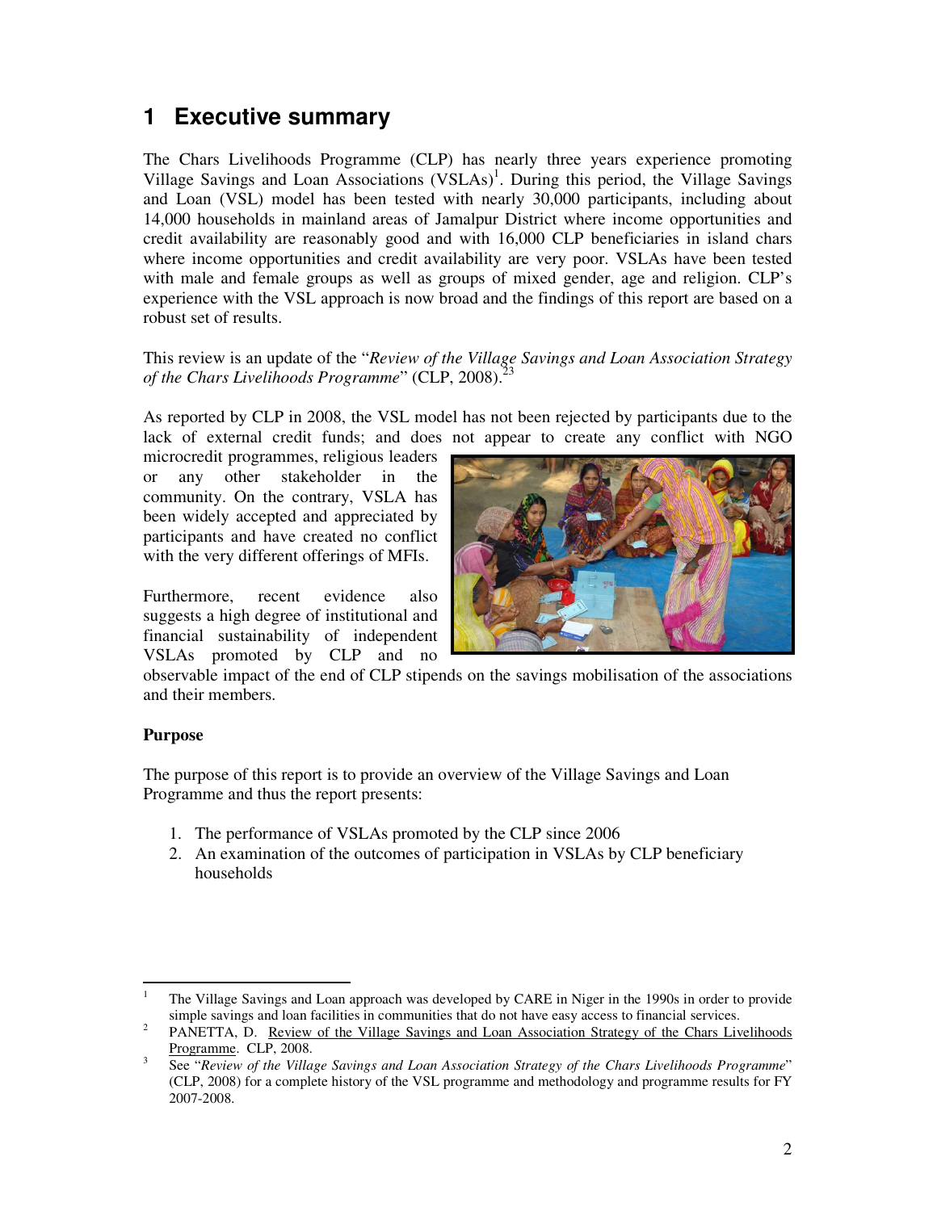# 1 Executive summary

The Chars Livelihoods Programme (CLP) has nearly three years experience promoting Village Savings and Loan Associations (VSLAs)[1]. During this period, the Village Savings and Loan (VSL) model has been tested with nearly 30,000 participants, including about 14,000 households in mainland areas of Jamalpur District where income opportunities and credit availability are reasonably good and with 16,000 CLP beneficiaries in island chars where income opportunities and credit availability are very poor. VSLAs have been tested with male and female groups as well as groups of mixed gender, age and religion. CLP's experience with the VSL approach is now broad and the findings of this report are based on a robust set of results.

This review is an update of the "*Review of the Village Savings and Loan Association Strategy of the Chars Livelihoods Programme*" (CLP, 2008).[2][3]

As reported by CLP in 2008, the VSL model has not been rejected by participants due to the lack of external credit funds; and does not appear to create any conflict with NGO microcredit programmes, religious leaders or any other stakeholder in the community. On the contrary, VSLA has been widely accepted and appreciated by participants and have created no conflict with the very different offerings of MFIs.

Furthermore, recent evidence also suggests a high degree of institutional and financial sustainability of independent VSLAs promoted by CLP and no observable impact of the end of CLP stipends on the savings mobilisation of the associations and their members.

**Purpose**

The purpose of this report is to provide an overview of the Village Savings and Loan Programme and thus the report presents:

1. The performance of VSLAs promoted by the CLP since 2006
2. An examination of the outcomes of participation in VSLAs by CLP beneficiary households

---

[1] The Village Savings and Loan approach was developed by CARE in Niger in the 1990s in order to provide simple savings and loan facilities in communities that do not have easy access to financial services.

[2] PANETTA, D. Review of the Village Savings and Loan Association Strategy of the Chars Livelihoods Programme. CLP, 2008.

[3] See "*Review of the Village Savings and Loan Association Strategy of the Chars Livelihoods Programme*" (CLP, 2008) for a complete history of the VSL programme and methodology and programme results for FY 2007-2008.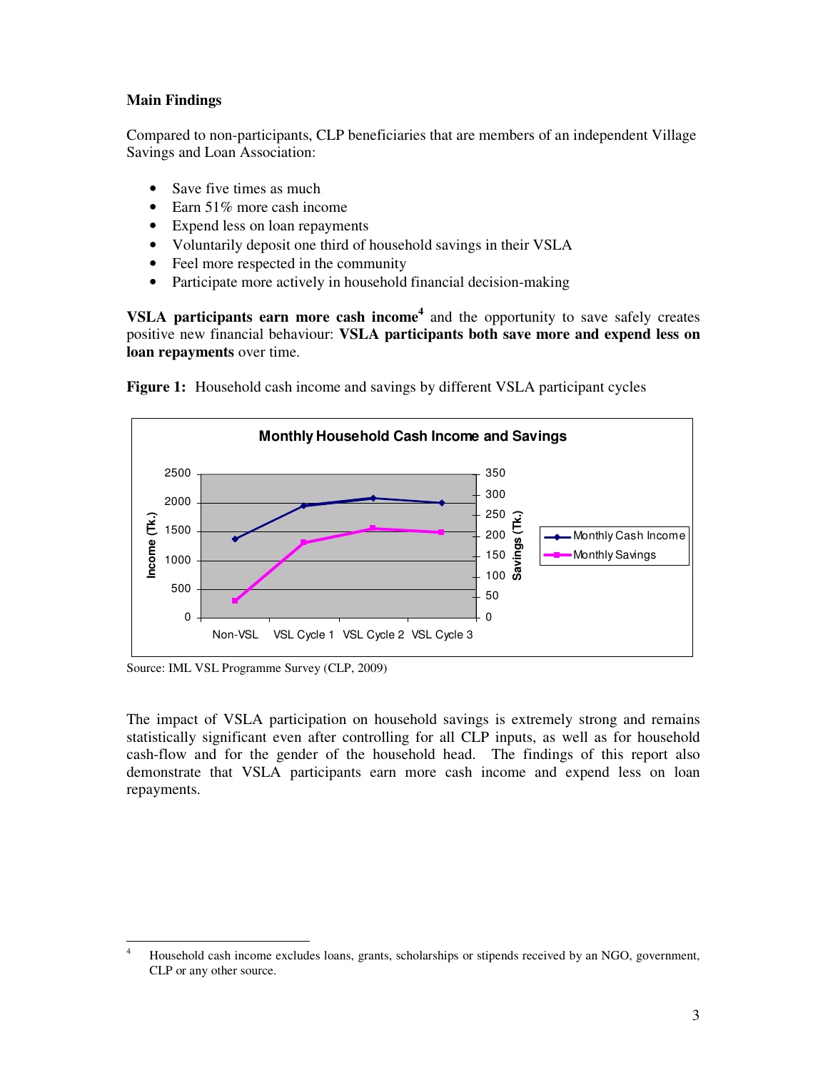**Main Findings**

Compared to non-participants, CLP beneficiaries that are members of an independent Village Savings and Loan Association:

- Save five times as much
- Earn 51% more cash income
- Expend less on loan repayments
- Voluntarily deposit one third of household savings in their VSLA
- Feel more respected in the community
- Participate more actively in household financial decision-making

**VSLA participants earn more cash income**[4] and the opportunity to save safely creates positive new financial behaviour: **VSLA participants both save more and expend less on loan repayments** over time.

**Figure 1:** Household cash income and savings by different VSLA participant cycles

Source: IML VSL Programme Survey (CLP, 2009)

The impact of VSLA participation on household savings is extremely strong and remains statistically significant even after controlling for all CLP inputs, as well as for household cash-flow and for the gender of the household head. The findings of this report also demonstrate that VSLA participants earn more cash income and expend less on loan repayments.

---

[4] Household cash income excludes loans, grants, scholarships or stipends received by an NGO, government, CLP or any other source.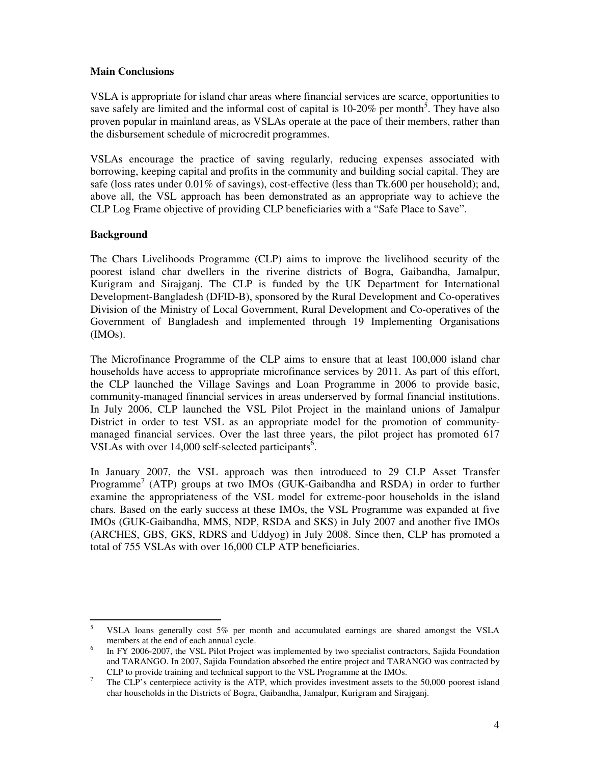**Main Conclusions**

VSLA is appropriate for island char areas where financial services are scarce, opportunities to save safely are limited and the informal cost of capital is 10-20% per month[5]. They have also proven popular in mainland areas, as VSLAs operate at the pace of their members, rather than the disbursement schedule of microcredit programmes.

VSLAs encourage the practice of saving regularly, reducing expenses associated with borrowing, keeping capital and profits in the community and building social capital. They are safe (loss rates under 0.01% of savings), cost-effective (less than Tk.600 per household); and, above all, the VSL approach has been demonstrated as an appropriate way to achieve the CLP Log Frame objective of providing CLP beneficiaries with a "Safe Place to Save".

**Background**

The Chars Livelihoods Programme (CLP) aims to improve the livelihood security of the poorest island char dwellers in the riverine districts of Bogra, Gaibandha, Jamalpur, Kurigram and Sirajganj. The CLP is funded by the UK Department for International Development-Bangladesh (DFID-B), sponsored by the Rural Development and Co-operatives Division of the Ministry of Local Government, Rural Development and Co-operatives of the Government of Bangladesh and implemented through 19 Implementing Organisations (IMOs).

The Microfinance Programme of the CLP aims to ensure that at least 100,000 island char households have access to appropriate microfinance services by 2011. As part of this effort, the CLP launched the Village Savings and Loan Programme in 2006 to provide basic, community-managed financial services in areas underserved by formal financial institutions. In July 2006, CLP launched the VSL Pilot Project in the mainland unions of Jamalpur District in order to test VSL as an appropriate model for the promotion of community-managed financial services. Over the last three years, the pilot project has promoted 617 VSLAs with over 14,000 self-selected participants[6].

In January 2007, the VSL approach was then introduced to 29 CLP Asset Transfer Programme[7] (ATP) groups at two IMOs (GUK-Gaibandha and RSDA) in order to further examine the appropriateness of the VSL model for extreme-poor households in the island chars. Based on the early success at these IMOs, the VSL Programme was expanded at five IMOs (GUK-Gaibandha, MMS, NDP, RSDA and SKS) in July 2007 and another five IMOs (ARCHES, GBS, GKS, RDRS and Uddyog) in July 2008. Since then, CLP has promoted a total of 755 VSLAs with over 16,000 CLP ATP beneficiaries.

---

[5] VSLA loans generally cost 5% per month and accumulated earnings are shared amongst the VSLA members at the end of each annual cycle.

[6] In FY 2006-2007, the VSL Pilot Project was implemented by two specialist contractors, Sajida Foundation and TARANGO. In 2007, Sajida Foundation absorbed the entire project and TARANGO was contracted by CLP to provide training and technical support to the VSL Programme at the IMOs.

[7] The CLP's centerpiece activity is the ATP, which provides investment assets to the 50,000 poorest island char households in the Districts of Bogra, Gaibandha, Jamalpur, Kurigram and Sirajganj.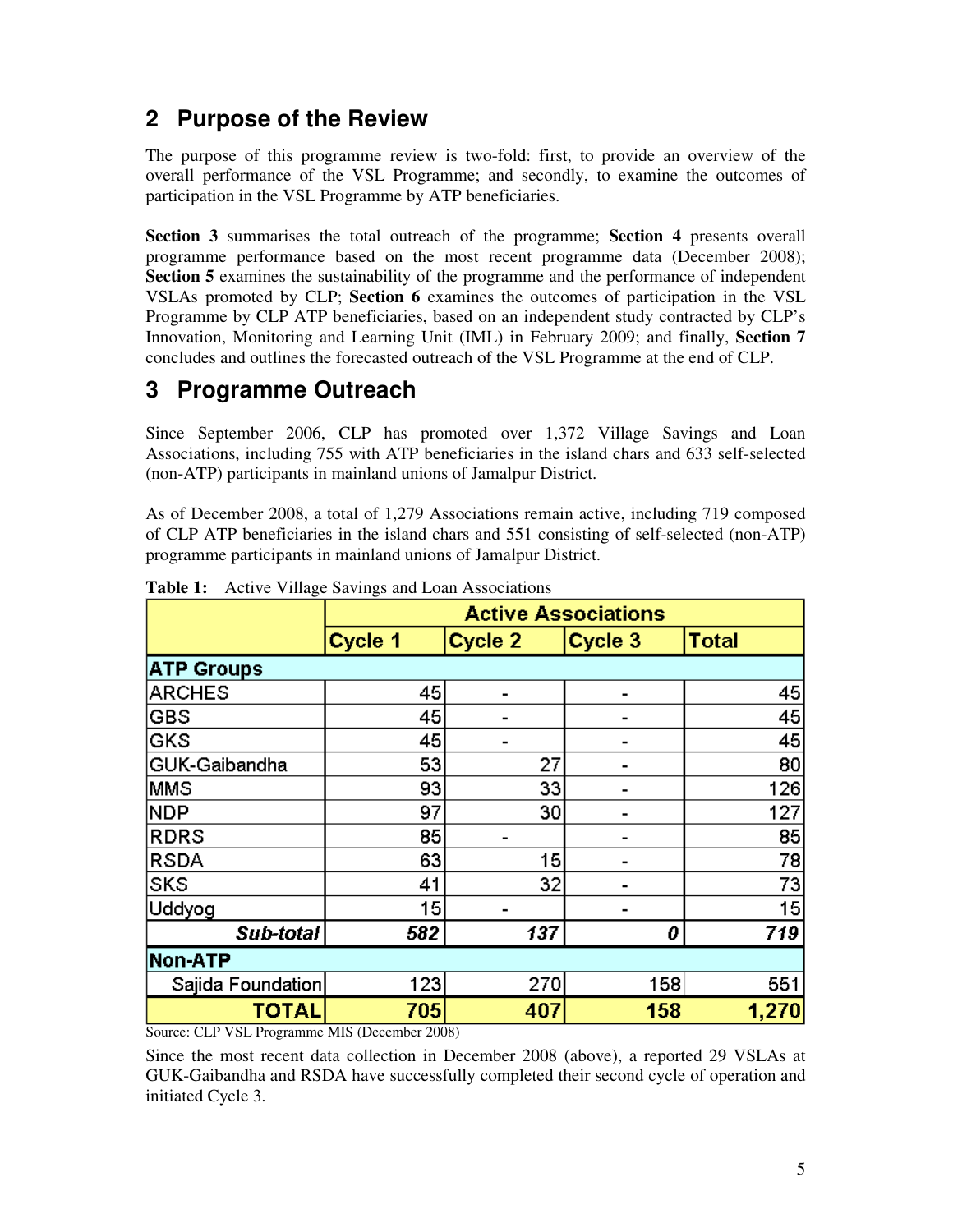# 2 Purpose of the Review

The purpose of this programme review is two-fold: first, to provide an overview of the overall performance of the VSL Programme; and secondly, to examine the outcomes of participation in the VSL Programme by ATP beneficiaries.

**Section 3** summarises the total outreach of the programme; **Section 4** presents overall programme performance based on the most recent programme data (December 2008); **Section 5** examines the sustainability of the programme and the performance of independent VSLAs promoted by CLP; **Section 6** examines the outcomes of participation in the VSL Programme by CLP ATP beneficiaries, based on an independent study contracted by CLP's Innovation, Monitoring and Learning Unit (IML) in February 2009; and finally, **Section 7** concludes and outlines the forecasted outreach of the VSL Programme at the end of CLP.

# 3 Programme Outreach

Since September 2006, CLP has promoted over 1,372 Village Savings and Loan Associations, including 755 with ATP beneficiaries in the island chars and 633 self-selected (non-ATP) participants in mainland unions of Jamalpur District.

As of December 2008, a total of 1,279 Associations remain active, including 719 composed of CLP ATP beneficiaries in the island chars and 551 consisting of self-selected (non-ATP) programme participants in mainland unions of Jamalpur District.

**Table 1:** Active Village Savings and Loan Associations

| | Active Associations | | | |
|---|---|---|---|---|
| | Cycle 1 | Cycle 2 | Cycle 3 | Total |
| **ATP Groups** | | | | |
| ARCHES | 45 | - | - | 45 |
| GBS | 45 | - | - | 45 |
| GKS | 45 | - | - | 45 |
| GUK-Gaibandha | 53 | 27 | - | 80 |
| MMS | 93 | 33 | - | 126 |
| NDP | 97 | 30 | - | 127 |
| RDRS | 85 | - | - | 85 |
| RSDA | 63 | 15 | - | 78 |
| SKS | 41 | 32 | - | 73 |
| Uddyog | 15 | - | - | 15 |
| ***Sub-total*** | ***582*** | ***137*** | ***0*** | ***719*** |
| **Non-ATP** | | | | |
| Sajida Foundation | 123 | 270 | 158 | 551 |
| **TOTAL** | **705** | **407** | **158** | **1,270** |

Source: CLP VSL Programme MIS (December 2008)

Since the most recent data collection in December 2008 (above), a reported 29 VSLAs at GUK-Gaibandha and RSDA have successfully completed their second cycle of operation and initiated Cycle 3.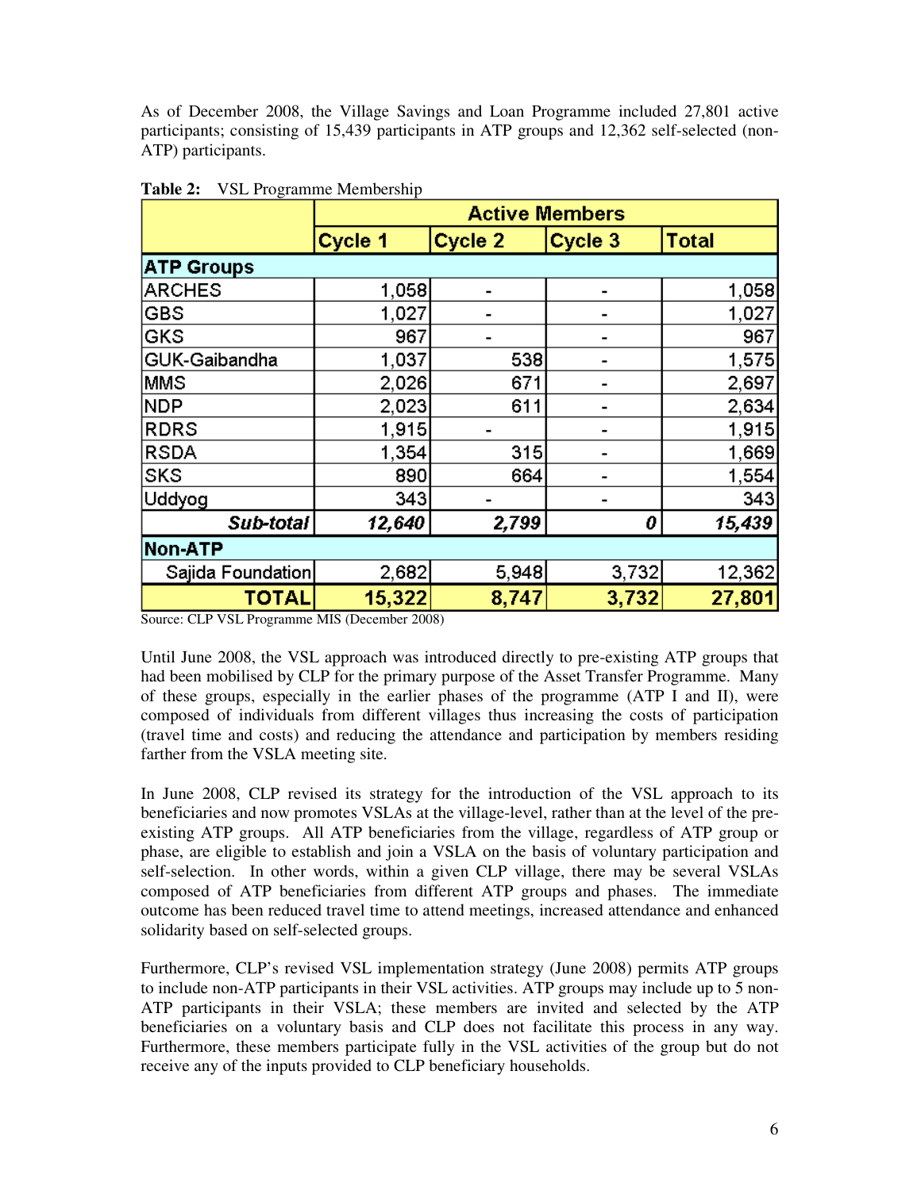As of December 2008, the Village Savings and Loan Programme included 27,801 active participants; consisting of 15,439 participants in ATP groups and 12,362 self-selected (non-ATP) participants.

**Table 2:** VSL Programme Membership

| | Active Members | | | |
|---|---|---|---|---|
| | **Cycle 1** | **Cycle 2** | **Cycle 3** | **Total** |
| **ATP Groups** | | | | |
| ARCHES | 1,058 | - | - | 1,058 |
| GBS | 1,027 | - | - | 1,027 |
| GKS | 967 | - | - | 967 |
| GUK-Gaibandha | 1,037 | 538 | - | 1,575 |
| MMS | 2,026 | 671 | - | 2,697 |
| NDP | 2,023 | 611 | - | 2,634 |
| RDRS | 1,915 | - | - | 1,915 |
| RSDA | 1,354 | 315 | - | 1,669 |
| SKS | 890 | 664 | - | 1,554 |
| Uddyog | 343 | - | - | 343 |
| ***Sub-total*** | ***12,640*** | ***2,799*** | ***0*** | ***15,439*** |
| **Non-ATP** | | | | |
| Sajida Foundation | 2,682 | 5,948 | 3,732 | 12,362 |
| **TOTAL** | **15,322** | **8,747** | **3,732** | **27,801** |

Source: CLP VSL Programme MIS (December 2008)

Until June 2008, the VSL approach was introduced directly to pre-existing ATP groups that had been mobilised by CLP for the primary purpose of the Asset Transfer Programme. Many of these groups, especially in the earlier phases of the programme (ATP I and II), were composed of individuals from different villages thus increasing the costs of participation (travel time and costs) and reducing the attendance and participation by members residing farther from the VSLA meeting site.

In June 2008, CLP revised its strategy for the introduction of the VSL approach to its beneficiaries and now promotes VSLAs at the village-level, rather than at the level of the pre-existing ATP groups. All ATP beneficiaries from the village, regardless of ATP group or phase, are eligible to establish and join a VSLA on the basis of voluntary participation and self-selection. In other words, within a given CLP village, there may be several VSLAs composed of ATP beneficiaries from different ATP groups and phases. The immediate outcome has been reduced travel time to attend meetings, increased attendance and enhanced solidarity based on self-selected groups.

Furthermore, CLP's revised VSL implementation strategy (June 2008) permits ATP groups to include non-ATP participants in their VSL activities. ATP groups may include up to 5 non-ATP participants in their VSLA; these members are invited and selected by the ATP beneficiaries on a voluntary basis and CLP does not facilitate this process in any way. Furthermore, these members participate fully in the VSL activities of the group but do not receive any of the inputs provided to CLP beneficiary households.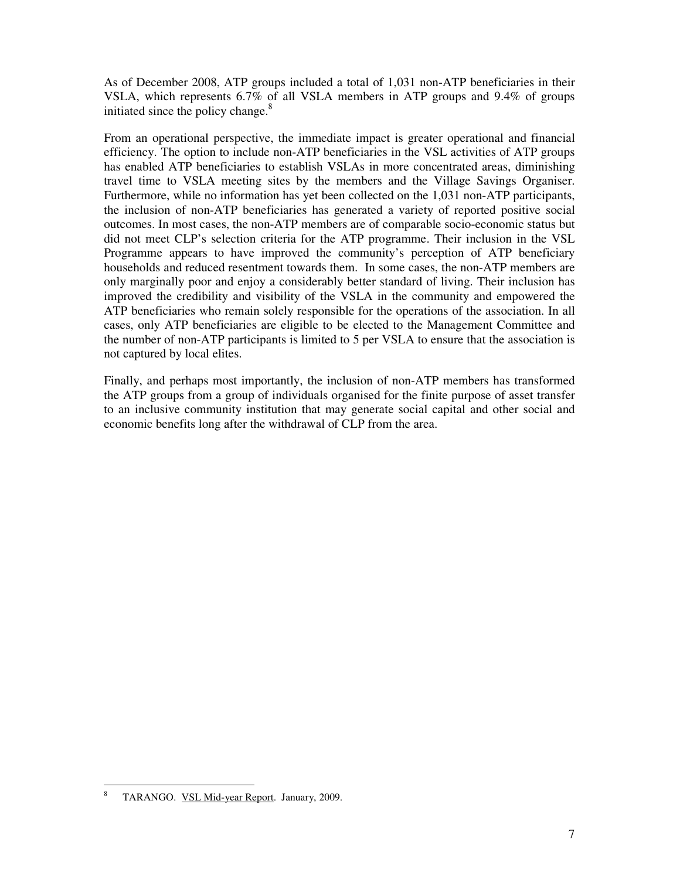As of December 2008, ATP groups included a total of 1,031 non-ATP beneficiaries in their VSLA, which represents 6.7% of all VSLA members in ATP groups and 9.4% of groups initiated since the policy change.[8]

From an operational perspective, the immediate impact is greater operational and financial efficiency. The option to include non-ATP beneficiaries in the VSL activities of ATP groups has enabled ATP beneficiaries to establish VSLAs in more concentrated areas, diminishing travel time to VSLA meeting sites by the members and the Village Savings Organiser. Furthermore, while no information has yet been collected on the 1,031 non-ATP participants, the inclusion of non-ATP beneficiaries has generated a variety of reported positive social outcomes. In most cases, the non-ATP members are of comparable socio-economic status but did not meet CLP's selection criteria for the ATP programme. Their inclusion in the VSL Programme appears to have improved the community's perception of ATP beneficiary households and reduced resentment towards them. In some cases, the non-ATP members are only marginally poor and enjoy a considerably better standard of living. Their inclusion has improved the credibility and visibility of the VSLA in the community and empowered the ATP beneficiaries who remain solely responsible for the operations of the association. In all cases, only ATP beneficiaries are eligible to be elected to the Management Committee and the number of non-ATP participants is limited to 5 per VSLA to ensure that the association is not captured by local elites.

Finally, and perhaps most importantly, the inclusion of non-ATP members has transformed the ATP groups from a group of individuals organised for the finite purpose of asset transfer to an inclusive community institution that may generate social capital and other social and economic benefits long after the withdrawal of CLP from the area.

---

[8] TARANGO. VSL Mid-year Report. January, 2009.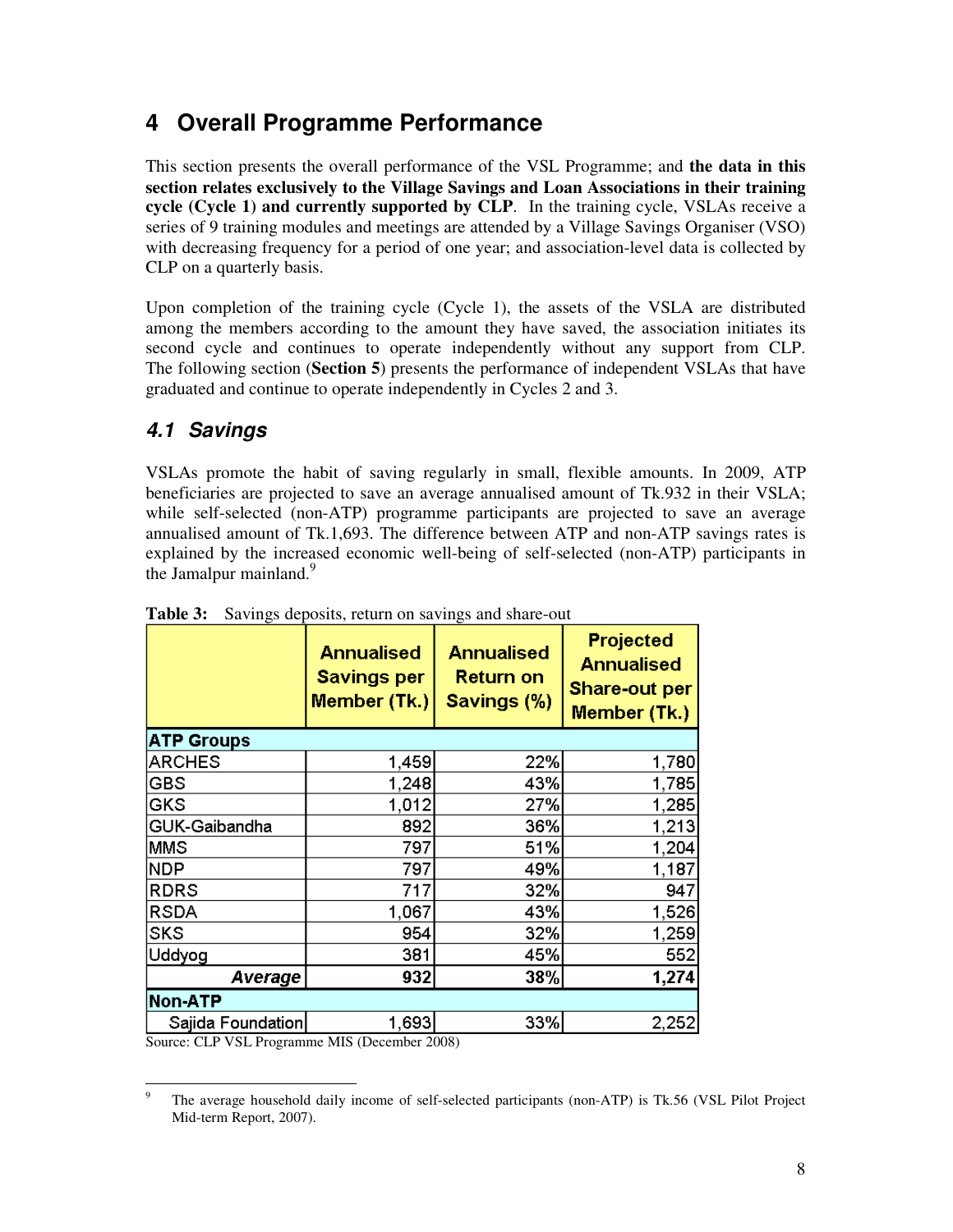# 4 Overall Programme Performance

This section presents the overall performance of the VSL Programme; and **the data in this section relates exclusively to the Village Savings and Loan Associations in their training cycle (Cycle 1) and currently supported by CLP**. In the training cycle, VSLAs receive a series of 9 training modules and meetings are attended by a Village Savings Organiser (VSO) with decreasing frequency for a period of one year; and association-level data is collected by CLP on a quarterly basis.

Upon completion of the training cycle (Cycle 1), the assets of the VSLA are distributed among the members according to the amount they have saved, the association initiates its second cycle and continues to operate independently without any support from CLP. The following section (**Section 5**) presents the performance of independent VSLAs that have graduated and continue to operate independently in Cycles 2 and 3.

## *4.1 Savings*

VSLAs promote the habit of saving regularly in small, flexible amounts. In 2009, ATP beneficiaries are projected to save an average annualised amount of Tk.932 in their VSLA; while self-selected (non-ATP) programme participants are projected to save an average annualised amount of Tk.1,693. The difference between ATP and non-ATP savings rates is explained by the increased economic well-being of self-selected (non-ATP) participants in the Jamalpur mainland.[9]

**Table 3:** Savings deposits, return on savings and share-out

| | Annualised Savings per Member (Tk.) | Annualised Return on Savings (%) | Projected Annualised Share-out per Member (Tk.) |
|---|---|---|---|
| **ATP Groups** | | | |
| ARCHES | 1,459 | 22% | 1,780 |
| GBS | 1,248 | 43% | 1,785 |
| GKS | 1,012 | 27% | 1,285 |
| GUK-Gaibandha | 892 | 36% | 1,213 |
| MMS | 797 | 51% | 1,204 |
| NDP | 797 | 49% | 1,187 |
| RDRS | 717 | 32% | 947 |
| RSDA | 1,067 | 43% | 1,526 |
| SKS | 954 | 32% | 1,259 |
| Uddyog | 381 | 45% | 552 |
| ***Average*** | **932** | **38%** | **1,274** |
| **Non-ATP** | | | |
| Sajida Foundation | 1,693 | 33% | 2,252 |

Source: CLP VSL Programme MIS (December 2008)

[9] The average household daily income of self-selected participants (non-ATP) is Tk.56 (VSL Pilot Project Mid-term Report, 2007).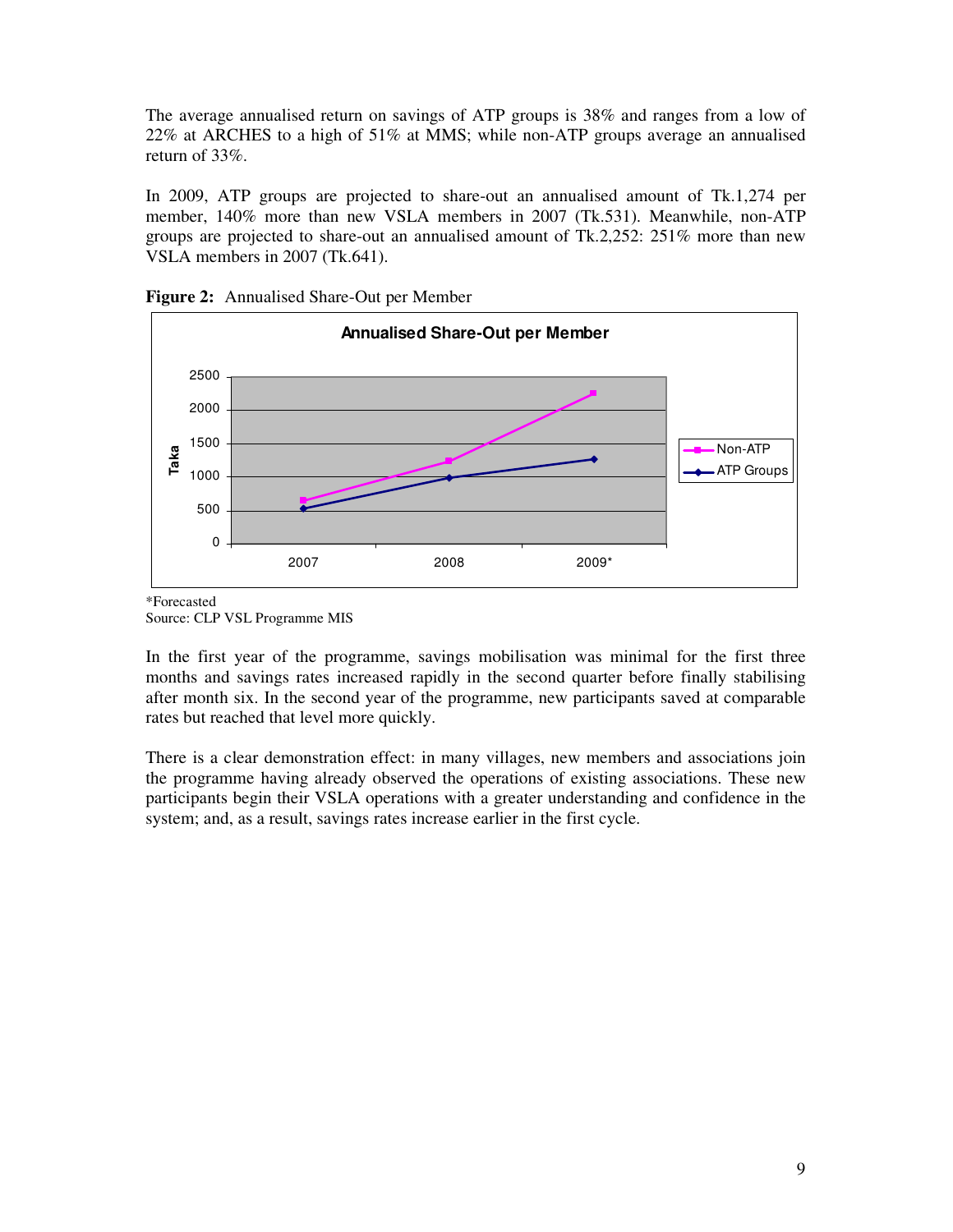The average annualised return on savings of ATP groups is 38% and ranges from a low of 22% at ARCHES to a high of 51% at MMS; while non-ATP groups average an annualised return of 33%.

In 2009, ATP groups are projected to share-out an annualised amount of Tk.1,274 per member, 140% more than new VSLA members in 2007 (Tk.531). Meanwhile, non-ATP groups are projected to share-out an annualised amount of Tk.2,252: 251% more than new VSLA members in 2007 (Tk.641).

**Figure 2:** Annualised Share-Out per Member

*Forecasted
Source: CLP VSL Programme MIS

In the first year of the programme, savings mobilisation was minimal for the first three months and savings rates increased rapidly in the second quarter before finally stabilising after month six. In the second year of the programme, new participants saved at comparable rates but reached that level more quickly.

There is a clear demonstration effect: in many villages, new members and associations join the programme having already observed the operations of existing associations. These new participants begin their VSLA operations with a greater understanding and confidence in the system; and, as a result, savings rates increase earlier in the first cycle.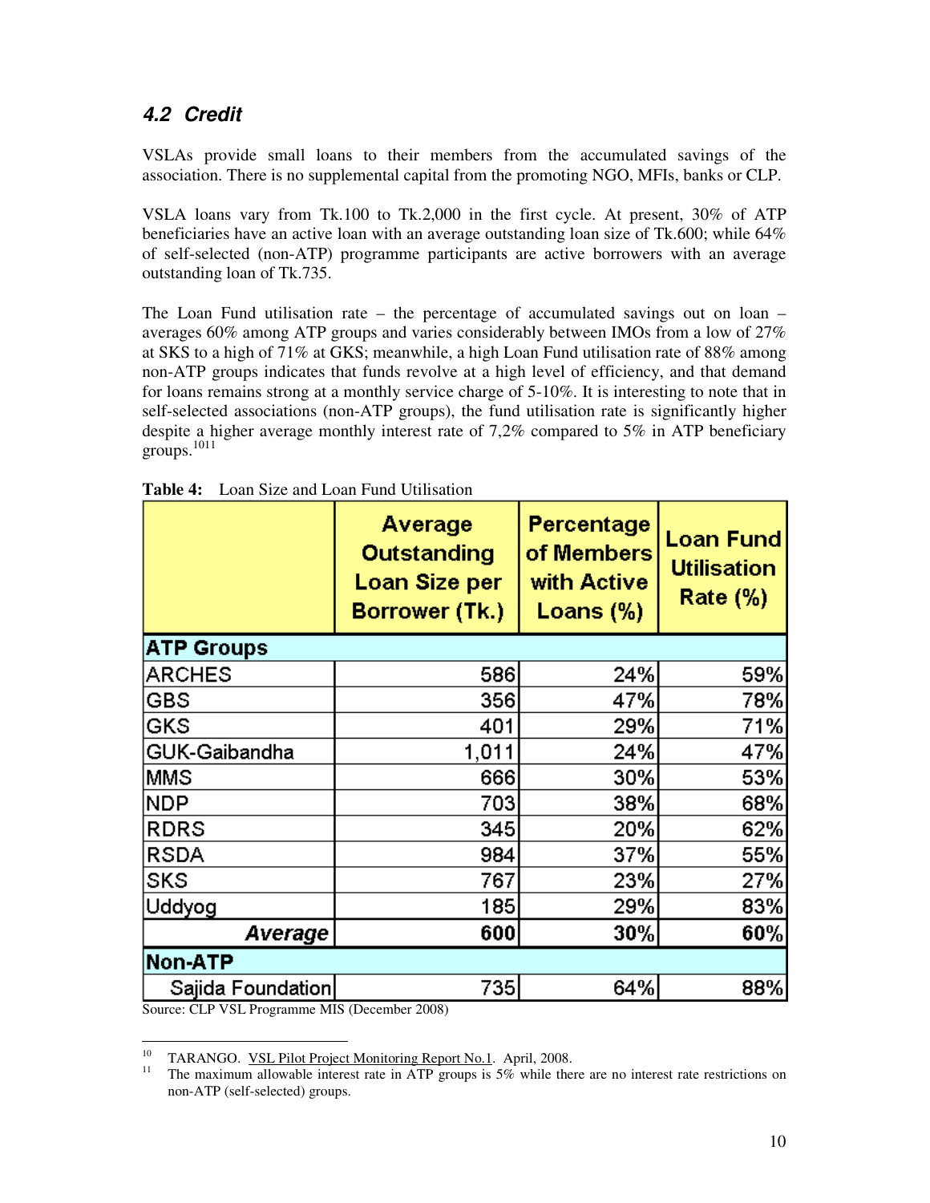## 4.2 Credit

VSLAs provide small loans to their members from the accumulated savings of the association. There is no supplemental capital from the promoting NGO, MFIs, banks or CLP.

VSLA loans vary from Tk.100 to Tk.2,000 in the first cycle. At present, 30% of ATP beneficiaries have an active loan with an average outstanding loan size of Tk.600; while 64% of self-selected (non-ATP) programme participants are active borrowers with an average outstanding loan of Tk.735.

The Loan Fund utilisation rate – the percentage of accumulated savings out on loan – averages 60% among ATP groups and varies considerably between IMOs from a low of 27% at SKS to a high of 71% at GKS; meanwhile, a high Loan Fund utilisation rate of 88% among non-ATP groups indicates that funds revolve at a high level of efficiency, and that demand for loans remains strong at a monthly service charge of 5-10%. It is interesting to note that in self-selected associations (non-ATP groups), the fund utilisation rate is significantly higher despite a higher average monthly interest rate of 7,2% compared to 5% in ATP beneficiary groups.[10][11]

**Table 4:** Loan Size and Loan Fund Utilisation

| | Average Outstanding Loan Size per Borrower (Tk.) | Percentage of Members with Active Loans (%) | Loan Fund Utilisation Rate (%) |
|---|---|---|---|
| **ATP Groups** | | | |
| ARCHES | 586 | 24% | 59% |
| GBS | 356 | 47% | 78% |
| GKS | 401 | 29% | 71% |
| GUK-Gaibandha | 1,011 | 24% | 47% |
| MMS | 666 | 30% | 53% |
| NDP | 703 | 38% | 68% |
| RDRS | 345 | 20% | 62% |
| RSDA | 984 | 37% | 55% |
| SKS | 767 | 23% | 27% |
| Uddyog | 185 | 29% | 83% |
| ***Average*** | **600** | **30%** | **60%** |
| **Non-ATP** | | | |
| Sajida Foundation | 735 | 64% | 88% |

Source: CLP VSL Programme MIS (December 2008)

[10] TARANGO. VSL Pilot Project Monitoring Report No.1. April, 2008.

[11] The maximum allowable interest rate in ATP groups is 5% while there are no interest rate restrictions on non-ATP (self-selected) groups.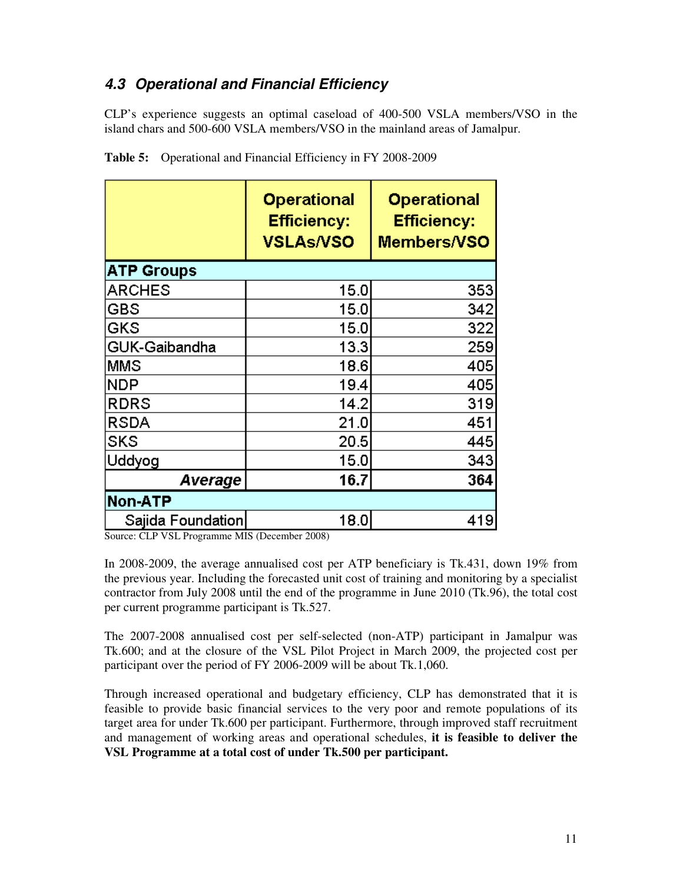### *4.3 Operational and Financial Efficiency*

CLP's experience suggests an optimal caseload of 400-500 VSLA members/VSO in the island chars and 500-600 VSLA members/VSO in the mainland areas of Jamalpur.

**Table 5:** Operational and Financial Efficiency in FY 2008-2009

| | Operational Efficiency: VSLAs/VSO | Operational Efficiency: Members/VSO |
|---|---|---|
| **ATP Groups** | | |
| ARCHES | 15.0 | 353 |
| GBS | 15.0 | 342 |
| GKS | 15.0 | 322 |
| GUK-Gaibandha | 13.3 | 259 |
| MMS | 18.6 | 405 |
| NDP | 19.4 | 405 |
| RDRS | 14.2 | 319 |
| RSDA | 21.0 | 451 |
| SKS | 20.5 | 445 |
| Uddyog | 15.0 | 343 |
| ***Average*** | **16.7** | **364** |
| **Non-ATP** | | |
| Sajida Foundation | 18.0 | 419 |

Source: CLP VSL Programme MIS (December 2008)

In 2008-2009, the average annualised cost per ATP beneficiary is Tk.431, down 19% from the previous year. Including the forecasted unit cost of training and monitoring by a specialist contractor from July 2008 until the end of the programme in June 2010 (Tk.96), the total cost per current programme participant is Tk.527.

The 2007-2008 annualised cost per self-selected (non-ATP) participant in Jamalpur was Tk.600; and at the closure of the VSL Pilot Project in March 2009, the projected cost per participant over the period of FY 2006-2009 will be about Tk.1,060.

Through increased operational and budgetary efficiency, CLP has demonstrated that it is feasible to provide basic financial services to the very poor and remote populations of its target area for under Tk.600 per participant. Furthermore, through improved staff recruitment and management of working areas and operational schedules, **it is feasible to deliver the VSL Programme at a total cost of under Tk.500 per participant.**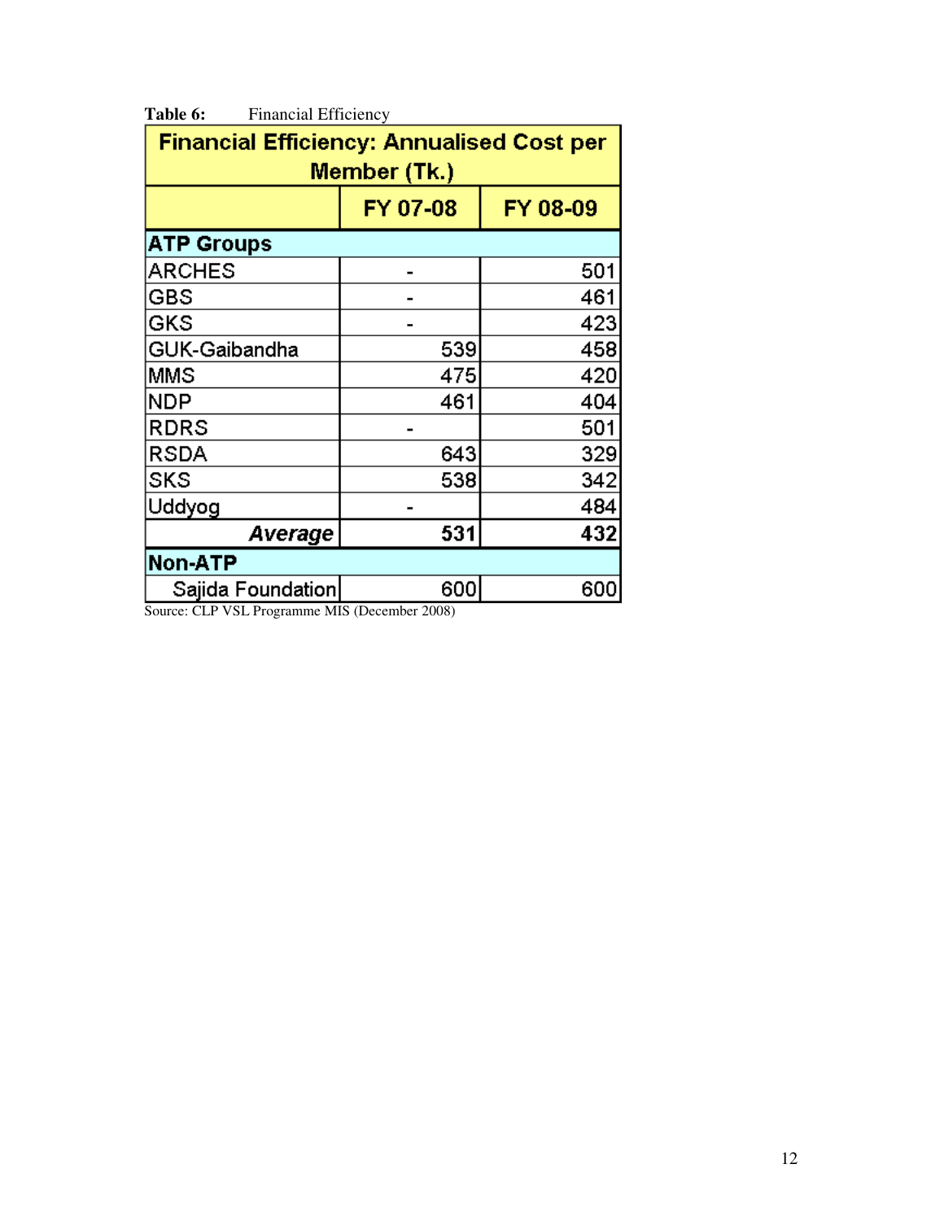**Table 6:** Financial Efficiency

| Financial Efficiency: Annualised Cost per Member (Tk.) | | |
|---|---|---|
| | FY 07-08 | FY 08-09 |
| **ATP Groups** | | |
| ARCHES | - | 501 |
| GBS | - | 461 |
| GKS | - | 423 |
| GUK-Gaibandha | 539 | 458 |
| MMS | 475 | 420 |
| NDP | 461 | 404 |
| RDRS | - | 501 |
| RSDA | 643 | 329 |
| SKS | 538 | 342 |
| Uddyog | - | 484 |
| ***Average*** | **531** | **432** |
| **Non-ATP** | | |
| Sajida Foundation | 600 | 600 |

Source: CLP VSL Programme MIS (December 2008)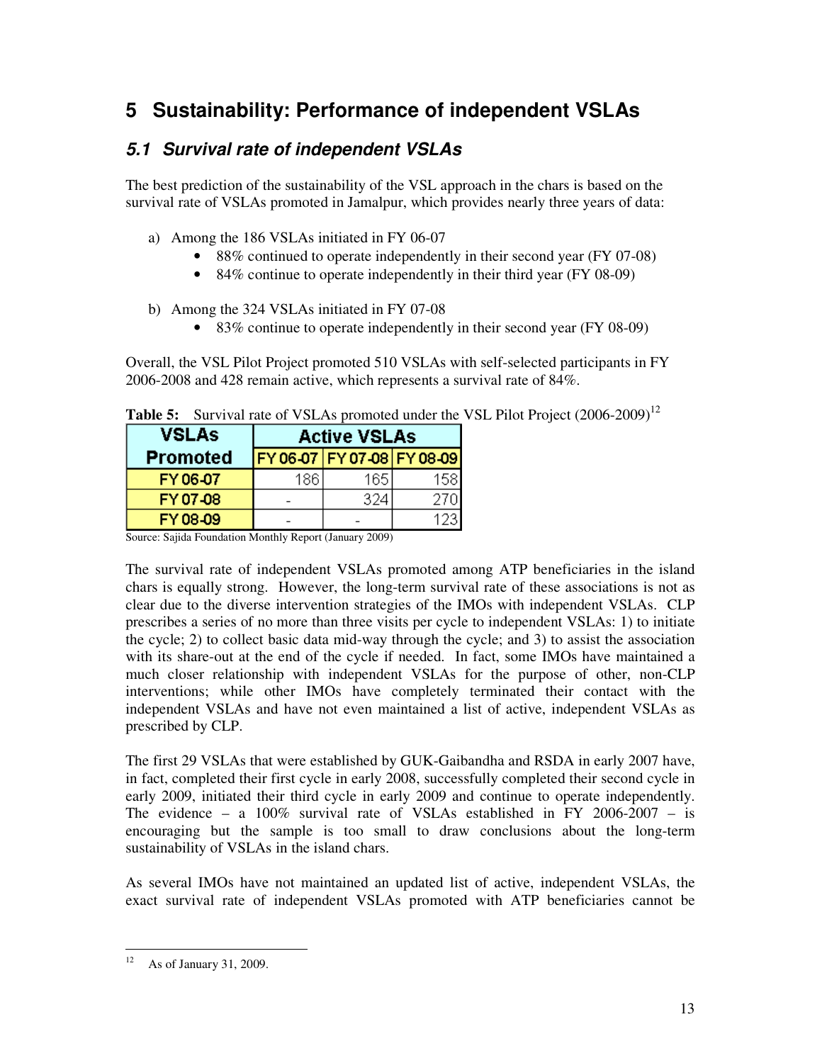# 5 Sustainability: Performance of independent VSLAs

## 5.1 Survival rate of independent VSLAs

The best prediction of the sustainability of the VSL approach in the chars is based on the survival rate of VSLAs promoted in Jamalpur, which provides nearly three years of data:

a) Among the 186 VSLAs initiated in FY 06-07
   - 88% continued to operate independently in their second year (FY 07-08)
   - 84% continue to operate independently in their third year (FY 08-09)

b) Among the 324 VSLAs initiated in FY 07-08
   - 83% continue to operate independently in their second year (FY 08-09)

Overall, the VSL Pilot Project promoted 510 VSLAs with self-selected participants in FY 2006-2008 and 428 remain active, which represents a survival rate of 84%.

**Table 5:** Survival rate of VSLAs promoted under the VSL Pilot Project (2006-2009)[12]

| VSLAs Promoted | Active VSLAs | | |
|---|---|---|---|
| | FY 06-07 | FY 07-08 | FY 08-09 |
| FY 06-07 | 186 | 165 | 158 |
| FY 07-08 | - | 324 | 270 |
| FY 08-09 | - | - | 123 |

Source: Sajida Foundation Monthly Report (January 2009)

The survival rate of independent VSLAs promoted among ATP beneficiaries in the island chars is equally strong. However, the long-term survival rate of these associations is not as clear due to the diverse intervention strategies of the IMOs with independent VSLAs. CLP prescribes a series of no more than three visits per cycle to independent VSLAs: 1) to initiate the cycle; 2) to collect basic data mid-way through the cycle; and 3) to assist the association with its share-out at the end of the cycle if needed. In fact, some IMOs have maintained a much closer relationship with independent VSLAs for the purpose of other, non-CLP interventions; while other IMOs have completely terminated their contact with the independent VSLAs and have not even maintained a list of active, independent VSLAs as prescribed by CLP.

The first 29 VSLAs that were established by GUK-Gaibandha and RSDA in early 2007 have, in fact, completed their first cycle in early 2008, successfully completed their second cycle in early 2009, initiated their third cycle in early 2009 and continue to operate independently. The evidence – a 100% survival rate of VSLAs established in FY 2006-2007 – is encouraging but the sample is too small to draw conclusions about the long-term sustainability of VSLAs in the island chars.

As several IMOs have not maintained an updated list of active, independent VSLAs, the exact survival rate of independent VSLAs promoted with ATP beneficiaries cannot be

---

[12] As of January 31, 2009.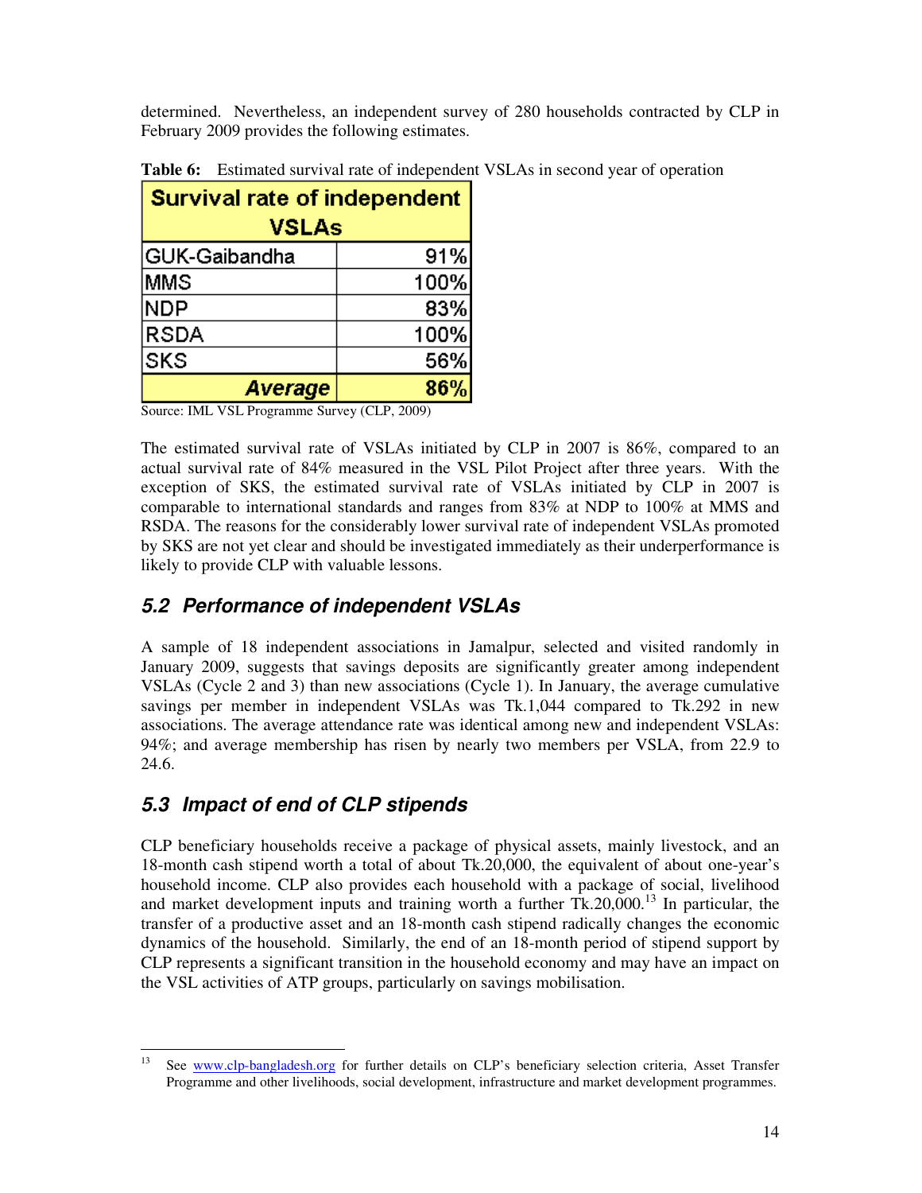determined. Nevertheless, an independent survey of 280 households contracted by CLP in February 2009 provides the following estimates.

**Table 6:** Estimated survival rate of independent VSLAs in second year of operation

| Survival rate of independent VSLAs | |
|---|---|
| GUK-Gaibandha | 91% |
| MMS | 100% |
| NDP | 83% |
| RSDA | 100% |
| SKS | 56% |
| ***Average*** | **86%** |

Source: IML VSL Programme Survey (CLP, 2009)

The estimated survival rate of VSLAs initiated by CLP in 2007 is 86%, compared to an actual survival rate of 84% measured in the VSL Pilot Project after three years. With the exception of SKS, the estimated survival rate of VSLAs initiated by CLP in 2007 is comparable to international standards and ranges from 83% at NDP to 100% at MMS and RSDA. The reasons for the considerably lower survival rate of independent VSLAs promoted by SKS are not yet clear and should be investigated immediately as their underperformance is likely to provide CLP with valuable lessons.

## 5.2 Performance of independent VSLAs

A sample of 18 independent associations in Jamalpur, selected and visited randomly in January 2009, suggests that savings deposits are significantly greater among independent VSLAs (Cycle 2 and 3) than new associations (Cycle 1). In January, the average cumulative savings per member in independent VSLAs was Tk.1,044 compared to Tk.292 in new associations. The average attendance rate was identical among new and independent VSLAs: 94%; and average membership has risen by nearly two members per VSLA, from 22.9 to 24.6.

## 5.3 Impact of end of CLP stipends

CLP beneficiary households receive a package of physical assets, mainly livestock, and an 18-month cash stipend worth a total of about Tk.20,000, the equivalent of about one-year's household income. CLP also provides each household with a package of social, livelihood and market development inputs and training worth a further Tk.20,000.[13] In particular, the transfer of a productive asset and an 18-month cash stipend radically changes the economic dynamics of the household. Similarly, the end of an 18-month period of stipend support by CLP represents a significant transition in the household economy and may have an impact on the VSL activities of ATP groups, particularly on savings mobilisation.

[13] See www.clp-bangladesh.org for further details on CLP's beneficiary selection criteria, Asset Transfer Programme and other livelihoods, social development, infrastructure and market development programmes.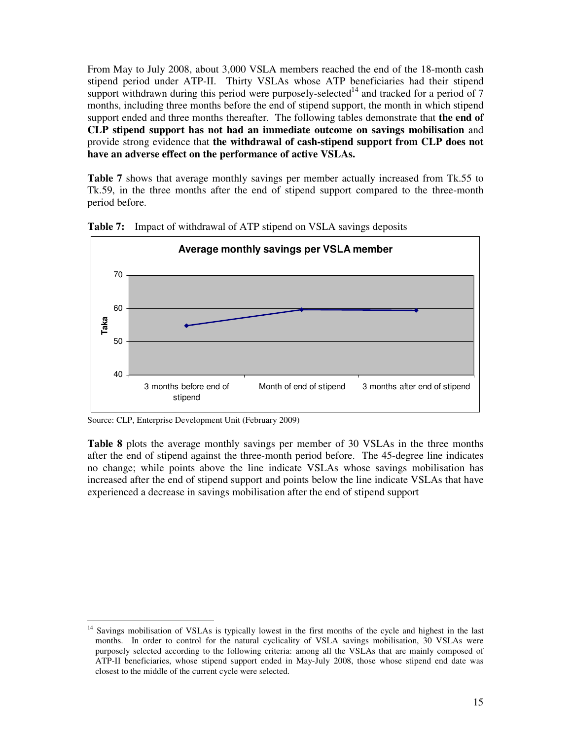From May to July 2008, about 3,000 VSLA members reached the end of the 18-month cash stipend period under ATP-II. Thirty VSLAs whose ATP beneficiaries had their stipend support withdrawn during this period were purposely-selected[14] and tracked for a period of 7 months, including three months before the end of stipend support, the month in which stipend support ended and three months thereafter. The following tables demonstrate that **the end of CLP stipend support has not had an immediate outcome on savings mobilisation** and provide strong evidence that **the withdrawal of cash-stipend support from CLP does not have an adverse effect on the performance of active VSLAs.**

**Table 7** shows that average monthly savings per member actually increased from Tk.55 to Tk.59, in the three months after the end of stipend support compared to the three-month period before.

**Table 7:** Impact of withdrawal of ATP stipend on VSLA savings deposits

**Average monthly savings per VSLA member**

Source: CLP, Enterprise Development Unit (February 2009)

**Table 8** plots the average monthly savings per member of 30 VSLAs in the three months after the end of stipend against the three-month period before. The 45-degree line indicates no change; while points above the line indicate VSLAs whose savings mobilisation has increased after the end of stipend support and points below the line indicate VSLAs that have experienced a decrease in savings mobilisation after the end of stipend support

[14] Savings mobilisation of VSLAs is typically lowest in the first months of the cycle and highest in the last months. In order to control for the natural cyclicality of VSLA savings mobilisation, 30 VSLAs were purposely selected according to the following criteria: among all the VSLAs that are mainly composed of ATP-II beneficiaries, whose stipend support ended in May-July 2008, those whose stipend end date was closest to the middle of the current cycle were selected.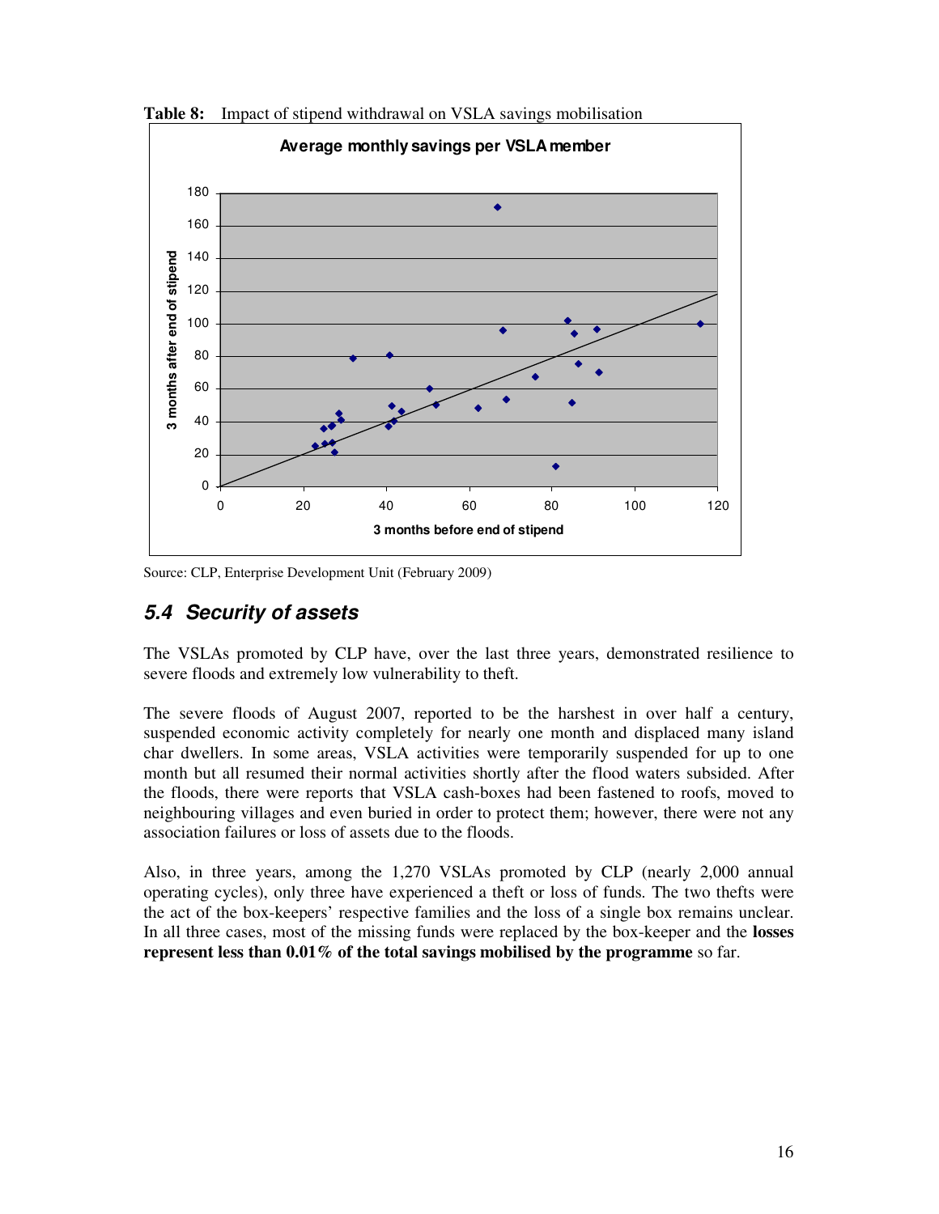**Table 8:** Impact of stipend withdrawal on VSLA savings mobilisation

Source: CLP, Enterprise Development Unit (February 2009)

## *5.4 Security of assets*

The VSLAs promoted by CLP have, over the last three years, demonstrated resilience to severe floods and extremely low vulnerability to theft.

The severe floods of August 2007, reported to be the harshest in over half a century, suspended economic activity completely for nearly one month and displaced many island char dwellers. In some areas, VSLA activities were temporarily suspended for up to one month but all resumed their normal activities shortly after the flood waters subsided. After the floods, there were reports that VSLA cash-boxes had been fastened to roofs, moved to neighbouring villages and even buried in order to protect them; however, there were not any association failures or loss of assets due to the floods.

Also, in three years, among the 1,270 VSLAs promoted by CLP (nearly 2,000 annual operating cycles), only three have experienced a theft or loss of funds. The two thefts were the act of the box-keepers' respective families and the loss of a single box remains unclear. In all three cases, most of the missing funds were replaced by the box-keeper and the **losses represent less than 0.01% of the total savings mobilised by the programme** so far.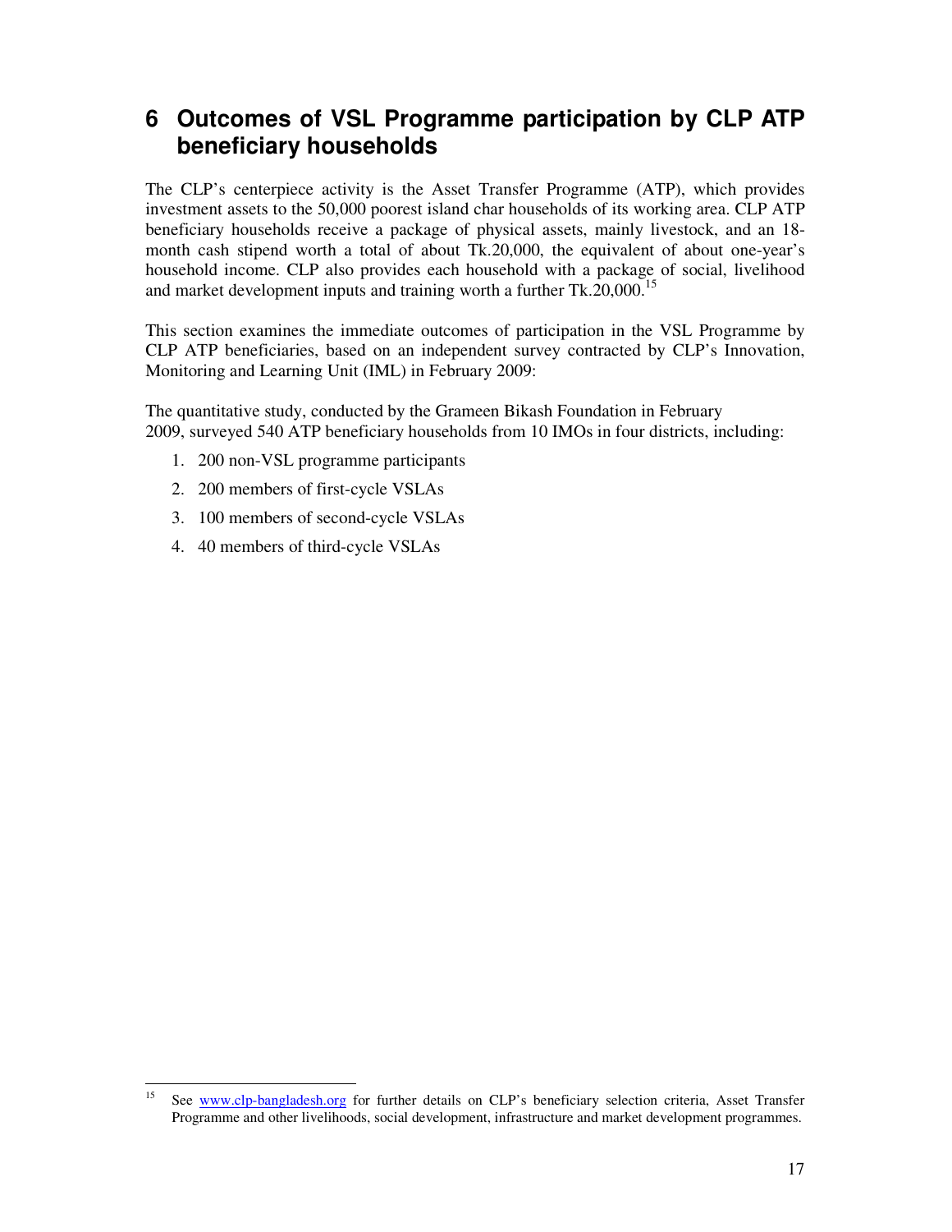# 6 Outcomes of VSL Programme participation by CLP ATP beneficiary households

The CLP's centerpiece activity is the Asset Transfer Programme (ATP), which provides investment assets to the 50,000 poorest island char households of its working area. CLP ATP beneficiary households receive a package of physical assets, mainly livestock, and an 18-month cash stipend worth a total of about Tk.20,000, the equivalent of about one-year's household income. CLP also provides each household with a package of social, livelihood and market development inputs and training worth a further Tk.20,000.[15]

This section examines the immediate outcomes of participation in the VSL Programme by CLP ATP beneficiaries, based on an independent survey contracted by CLP's Innovation, Monitoring and Learning Unit (IML) in February 2009:

The quantitative study, conducted by the Grameen Bikash Foundation in February 2009, surveyed 540 ATP beneficiary households from 10 IMOs in four districts, including:

1. 200 non-VSL programme participants
2. 200 members of first-cycle VSLAs
3. 100 members of second-cycle VSLAs
4. 40 members of third-cycle VSLAs

[15] See www.clp-bangladesh.org for further details on CLP's beneficiary selection criteria, Asset Transfer Programme and other livelihoods, social development, infrastructure and market development programmes.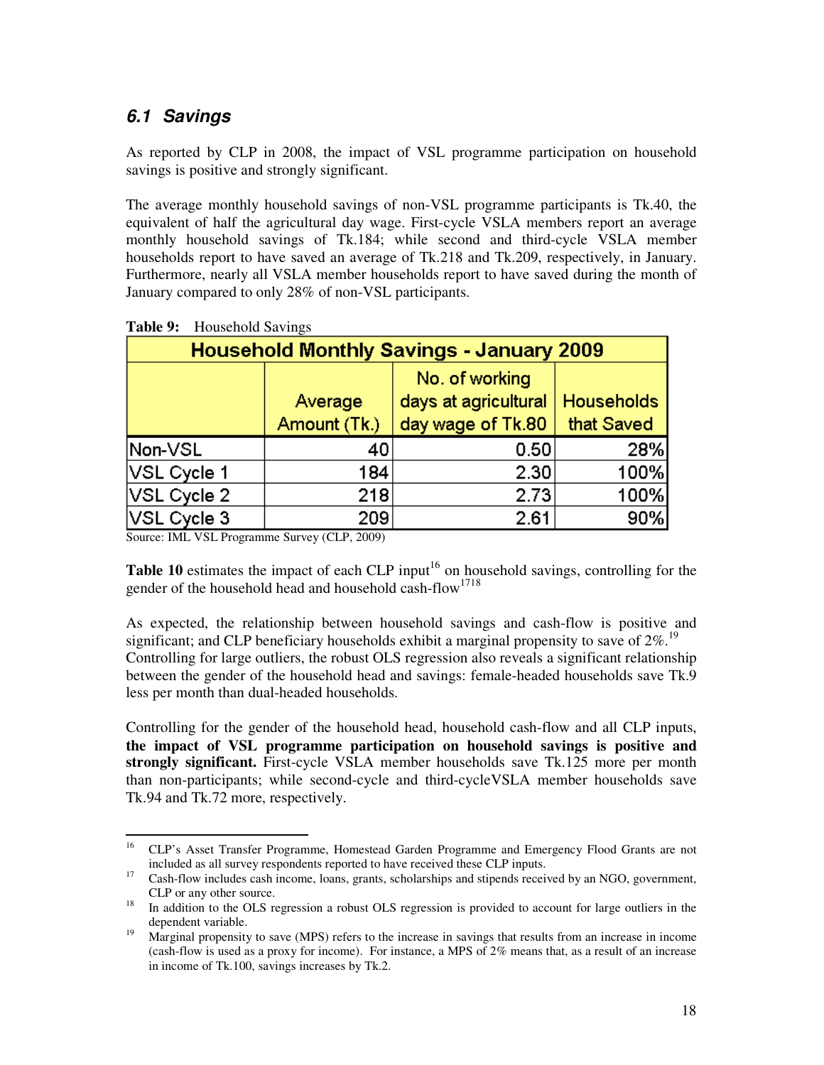### 6.1 Savings

As reported by CLP in 2008, the impact of VSL programme participation on household savings is positive and strongly significant.

The average monthly household savings of non-VSL programme participants is Tk.40, the equivalent of half the agricultural day wage. First-cycle VSLA members report an average monthly household savings of Tk.184; while second and third-cycle VSLA member households report to have saved an average of Tk.218 and Tk.209, respectively, in January. Furthermore, nearly all VSLA member households report to have saved during the month of January compared to only 28% of non-VSL participants.

**Table 9:** Household Savings

| Household Monthly Savings - January 2009 | | | |
|---|---|---|---|
| | Average Amount (Tk.) | No. of working days at agricultural day wage of Tk.80 | Households that Saved |
| Non-VSL | 40 | 0.50 | 28% |
| VSL Cycle 1 | 184 | 2.30 | 100% |
| VSL Cycle 2 | 218 | 2.73 | 100% |
| VSL Cycle 3 | 209 | 2.61 | 90% |

Source: IML VSL Programme Survey (CLP, 2009)

**Table 10** estimates the impact of each CLP input[16] on household savings, controlling for the gender of the household head and household cash-flow[17][18]

As expected, the relationship between household savings and cash-flow is positive and significant; and CLP beneficiary households exhibit a marginal propensity to save of 2%.[19] Controlling for large outliers, the robust OLS regression also reveals a significant relationship between the gender of the household head and savings: female-headed households save Tk.9 less per month than dual-headed households.

Controlling for the gender of the household head, household cash-flow and all CLP inputs, **the impact of VSL programme participation on household savings is positive and strongly significant.** First-cycle VSLA member households save Tk.125 more per month than non-participants; while second-cycle and third-cycleVSLA member households save Tk.94 and Tk.72 more, respectively.

---

[16] CLP's Asset Transfer Programme, Homestead Garden Programme and Emergency Flood Grants are not included as all survey respondents reported to have received these CLP inputs.

[17] Cash-flow includes cash income, loans, grants, scholarships and stipends received by an NGO, government, CLP or any other source.

[18] In addition to the OLS regression a robust OLS regression is provided to account for large outliers in the dependent variable.

[19] Marginal propensity to save (MPS) refers to the increase in savings that results from an increase in income (cash-flow is used as a proxy for income). For instance, a MPS of 2% means that, as a result of an increase in income of Tk.100, savings increases by Tk.2.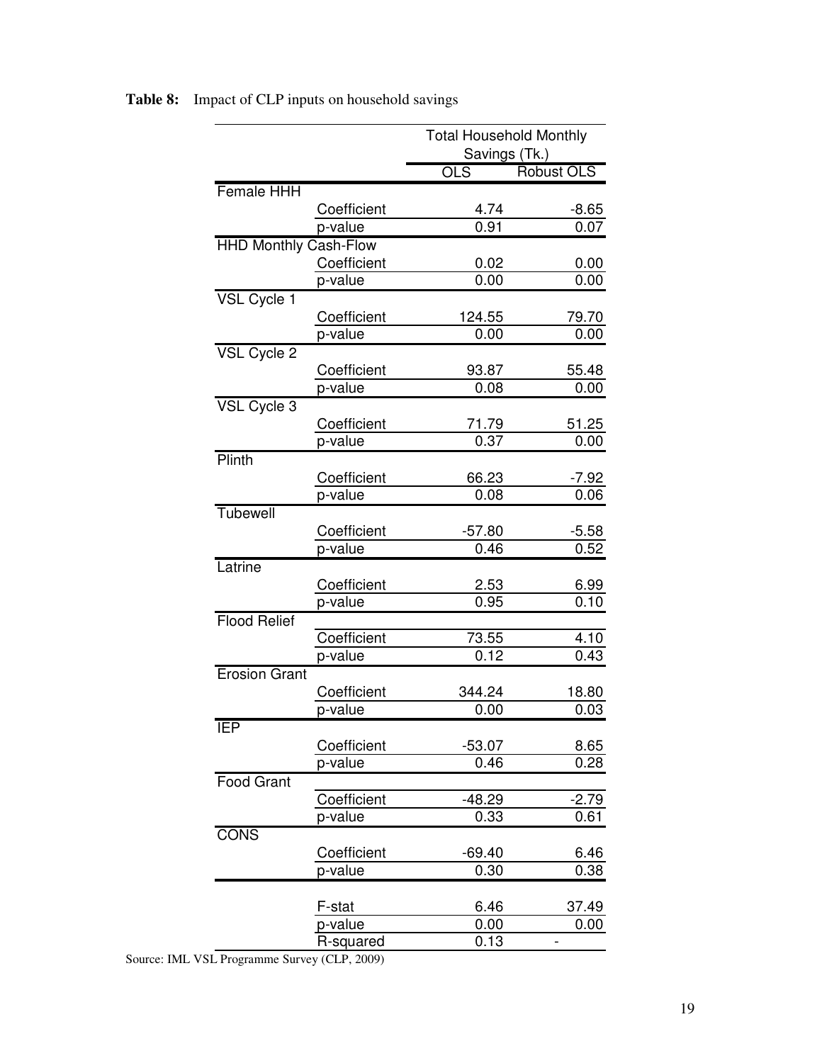**Table 8:** Impact of CLP inputs on household savings

| | | Total Household Monthly Savings (Tk.) | |
|---|---|---|---|
| | | OLS | Robust OLS |
| Female HHH | | | |
| | Coefficient | 4.74 | -8.65 |
| | p-value | 0.91 | 0.07 |
| HHD Monthly Cash-Flow | | | |
| | Coefficient | 0.02 | 0.00 |
| | p-value | 0.00 | 0.00 |
| VSL Cycle 1 | | | |
| | Coefficient | 124.55 | 79.70 |
| | p-value | 0.00 | 0.00 |
| VSL Cycle 2 | | | |
| | Coefficient | 93.87 | 55.48 |
| | p-value | 0.08 | 0.00 |
| VSL Cycle 3 | | | |
| | Coefficient | 71.79 | 51.25 |
| | p-value | 0.37 | 0.00 |
| Plinth | | | |
| | Coefficient | 66.23 | -7.92 |
| | p-value | 0.08 | 0.06 |
| Tubewell | | | |
| | Coefficient | -57.80 | -5.58 |
| | p-value | 0.46 | 0.52 |
| Latrine | | | |
| | Coefficient | 2.53 | 6.99 |
| | p-value | 0.95 | 0.10 |
| Flood Relief | | | |
| | Coefficient | 73.55 | 4.10 |
| | p-value | 0.12 | 0.43 |
| Erosion Grant | | | |
| | Coefficient | 344.24 | 18.80 |
| | p-value | 0.00 | 0.03 |
| IEP | | | |
| | Coefficient | -53.07 | 8.65 |
| | p-value | 0.46 | 0.28 |
| Food Grant | | | |
| | Coefficient | -48.29 | -2.79 |
| | p-value | 0.33 | 0.61 |
| CONS | | | |
| | Coefficient | -69.40 | 6.46 |
| | p-value | 0.30 | 0.38 |
| | F-stat | 6.46 | 37.49 |
| | p-value | 0.00 | 0.00 |
| | R-squared | 0.13 | - |

Source: IML VSL Programme Survey (CLP, 2009)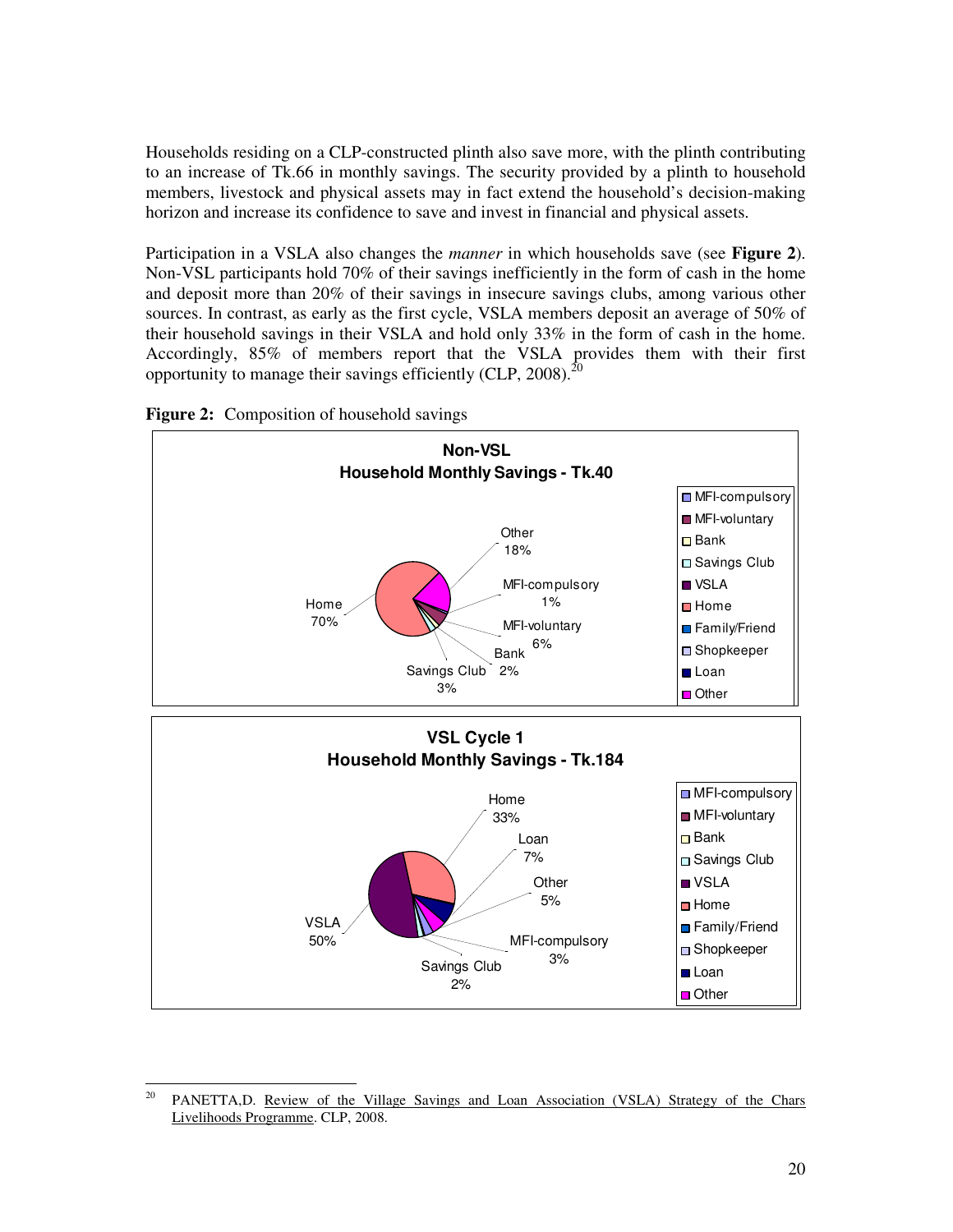Households residing on a CLP-constructed plinth also save more, with the plinth contributing to an increase of Tk.66 in monthly savings. The security provided by a plinth to household members, livestock and physical assets may in fact extend the household's decision-making horizon and increase its confidence to save and invest in financial and physical assets.

Participation in a VSLA also changes the *manner* in which households save (see **Figure 2**). Non-VSL participants hold 70% of their savings inefficiently in the form of cash in the home and deposit more than 20% of their savings in insecure savings clubs, among various other sources. In contrast, as early as the first cycle, VSLA members deposit an average of 50% of their household savings in their VSLA and hold only 33% in the form of cash in the home. Accordingly, 85% of members report that the VSLA provides them with their first opportunity to manage their savings efficiently (CLP, 2008).[20]

**Figure 2:** Composition of household savings

**Non-VSL**
**Household Monthly Savings - Tk.40**

Home 70%; Other 18%; MFI-compulsory 1%; MFI-voluntary 6%; Bank 2%; Savings Club 3%

Legend: MFI-compulsory, MFI-voluntary, Bank, Savings Club, VSLA, Home, Family/Friend, Shopkeeper, Loan, Other

**VSL Cycle 1**
**Household Monthly Savings - Tk.184**

Home 33%; Loan 7%; Other 5%; MFI-compulsory 3%; Savings Club 2%; VSLA 50%

Legend: MFI-compulsory, MFI-voluntary, Bank, Savings Club, VSLA, Home, Family/Friend, Shopkeeper, Loan, Other

[20] PANETTA,D. Review of the Village Savings and Loan Association (VSLA) Strategy of the Chars Livelihoods Programme. CLP, 2008.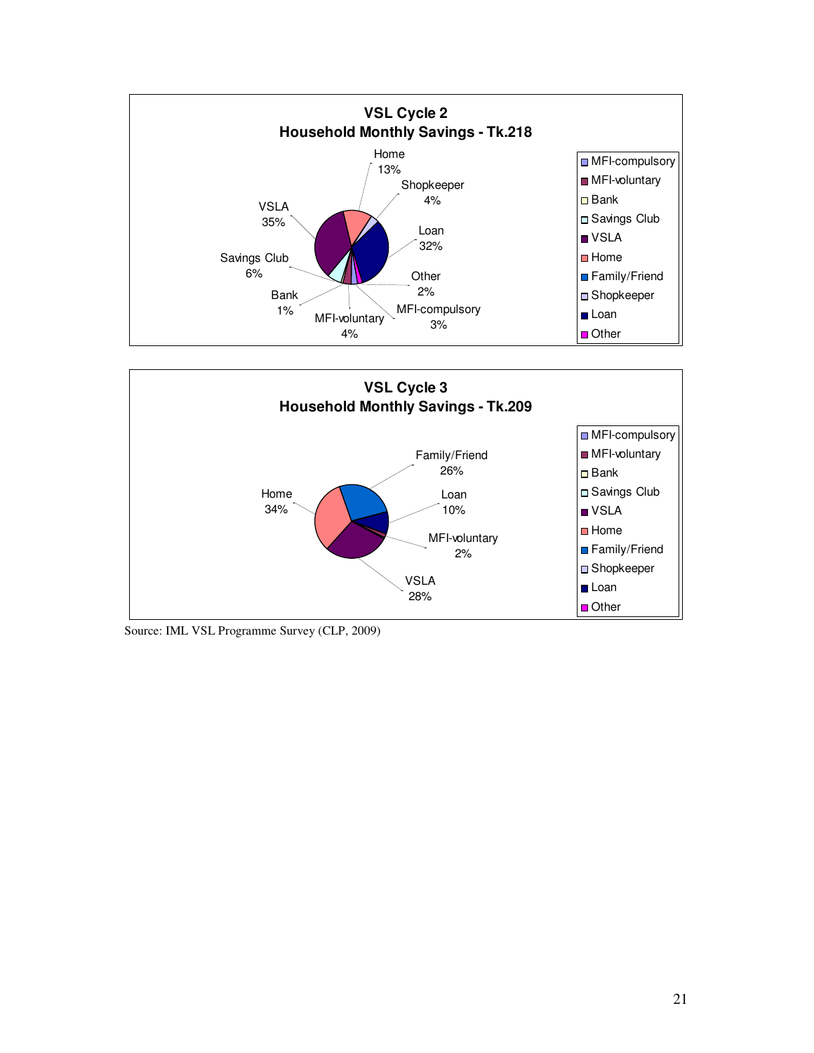**VSL Cycle 2**
**Household Monthly Savings - Tk.218**

| Category | Share |
|---|---|
| Home | 13% |
| Shopkeeper | 4% |
| Loan | 32% |
| Other | 2% |
| MFI-compulsory | 3% |
| MFI-voluntary | 4% |
| Bank | 1% |
| Savings Club | 6% |
| VSLA | 35% |

**VSL Cycle 3**
**Household Monthly Savings - Tk.209**

| Category | Share |
|---|---|
| Family/Friend | 26% |
| Loan | 10% |
| MFI-voluntary | 2% |
| VSLA | 28% |
| Home | 34% |

Source: IML VSL Programme Survey (CLP, 2009)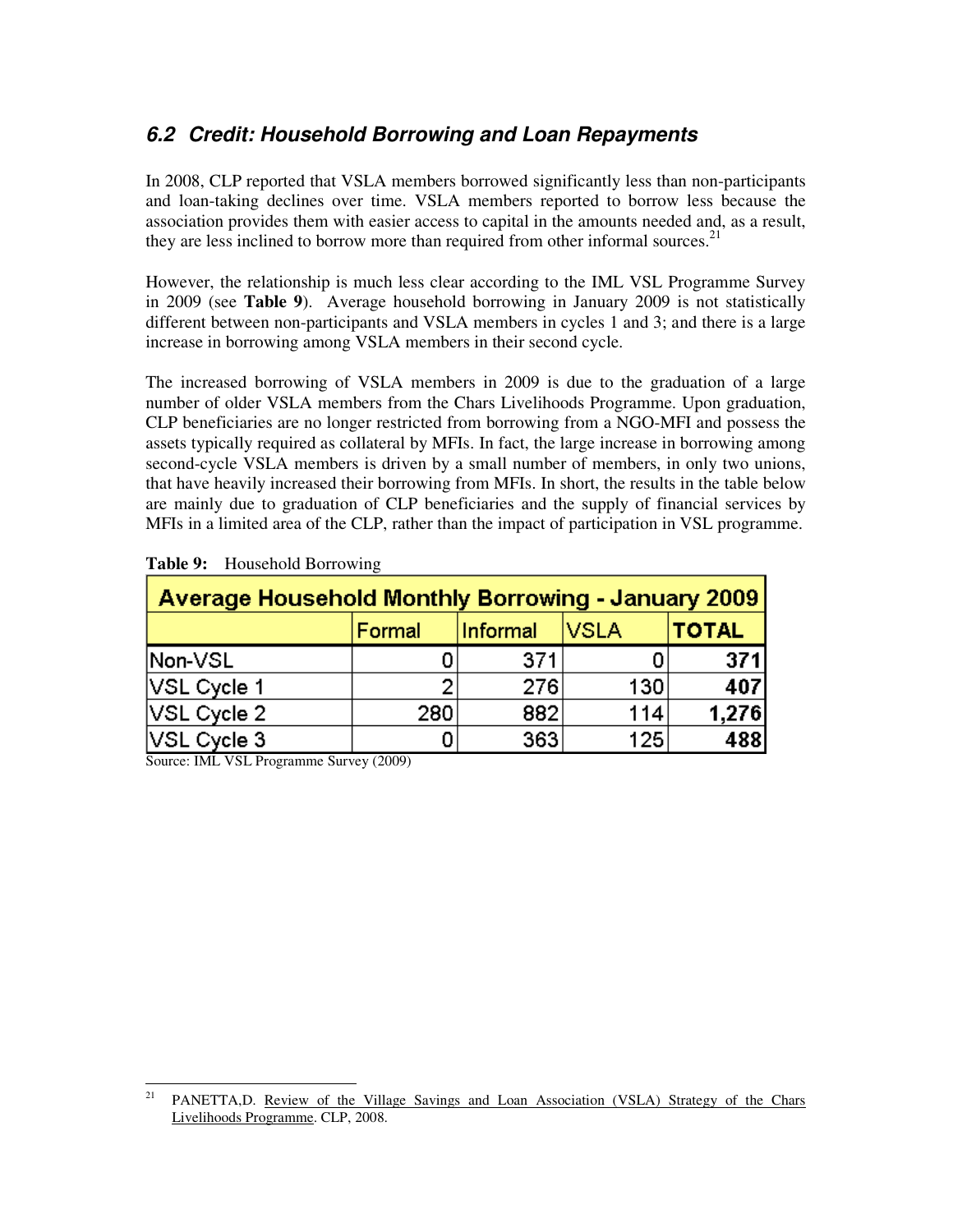## *6.2 Credit: Household Borrowing and Loan Repayments*

In 2008, CLP reported that VSLA members borrowed significantly less than non-participants and loan-taking declines over time. VSLA members reported to borrow less because the association provides them with easier access to capital in the amounts needed and, as a result, they are less inclined to borrow more than required from other informal sources.[21]

However, the relationship is much less clear according to the IML VSL Programme Survey in 2009 (see **Table 9**). Average household borrowing in January 2009 is not statistically different between non-participants and VSLA members in cycles 1 and 3; and there is a large increase in borrowing among VSLA members in their second cycle.

The increased borrowing of VSLA members in 2009 is due to the graduation of a large number of older VSLA members from the Chars Livelihoods Programme. Upon graduation, CLP beneficiaries are no longer restricted from borrowing from a NGO-MFI and possess the assets typically required as collateral by MFIs. In fact, the large increase in borrowing among second-cycle VSLA members is driven by a small number of members, in only two unions, that have heavily increased their borrowing from MFIs. In short, the results in the table below are mainly due to graduation of CLP beneficiaries and the supply of financial services by MFIs in a limited area of the CLP, rather than the impact of participation in VSL programme.

**Table 9:** Household Borrowing

| Average Household Monthly Borrowing - January 2009 | | | | |
|---|---|---|---|---|
| | Formal | Informal | VSLA | **TOTAL** |
| Non-VSL | 0 | 371 | 0 | **371** |
| VSL Cycle 1 | 2 | 276 | 130 | **407** |
| VSL Cycle 2 | 280 | 882 | 114 | **1,276** |
| VSL Cycle 3 | 0 | 363 | 125 | **488** |

Source: IML VSL Programme Survey (2009)

[21] PANETTA,D. Review of the Village Savings and Loan Association (VSLA) Strategy of the Chars Livelihoods Programme. CLP, 2008.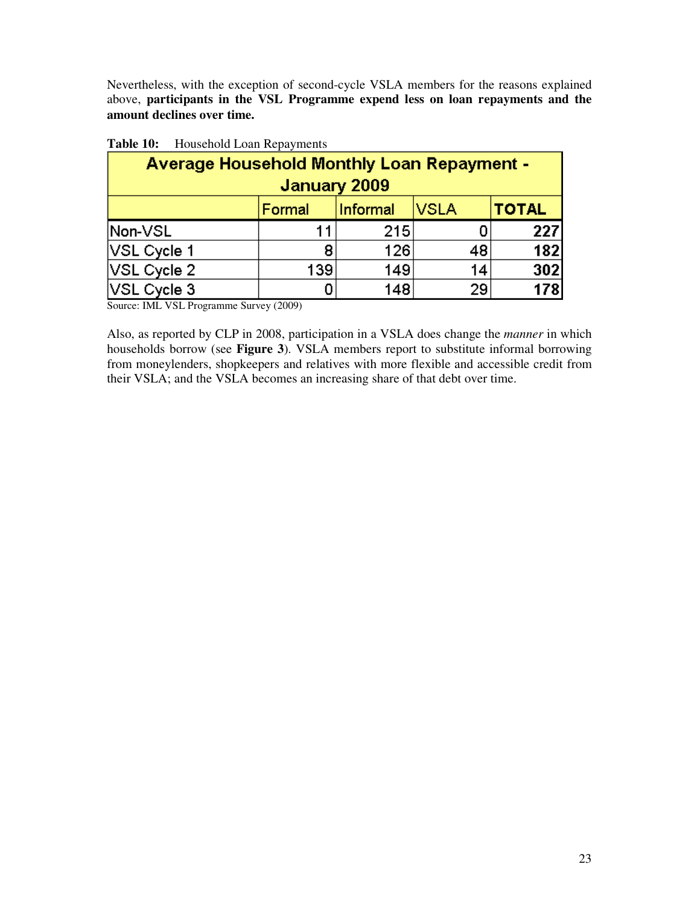Nevertheless, with the exception of second-cycle VSLA members for the reasons explained above, **participants in the VSL Programme expend less on loan repayments and the amount declines over time.**

**Table 10:** Household Loan Repayments

| Average Household Monthly Loan Repayment - January 2009 | | | | |
|---|---|---|---|---|
| | Formal | Informal | VSLA | **TOTAL** |
| Non-VSL | 11 | 215 | 0 | **227** |
| VSL Cycle 1 | 8 | 126 | 48 | **182** |
| VSL Cycle 2 | 139 | 149 | 14 | **302** |
| VSL Cycle 3 | 0 | 148 | 29 | **178** |

Source: IML VSL Programme Survey (2009)

Also, as reported by CLP in 2008, participation in a VSLA does change the *manner* in which households borrow (see **Figure 3**). VSLA members report to substitute informal borrowing from moneylenders, shopkeepers and relatives with more flexible and accessible credit from their VSLA; and the VSLA becomes an increasing share of that debt over time.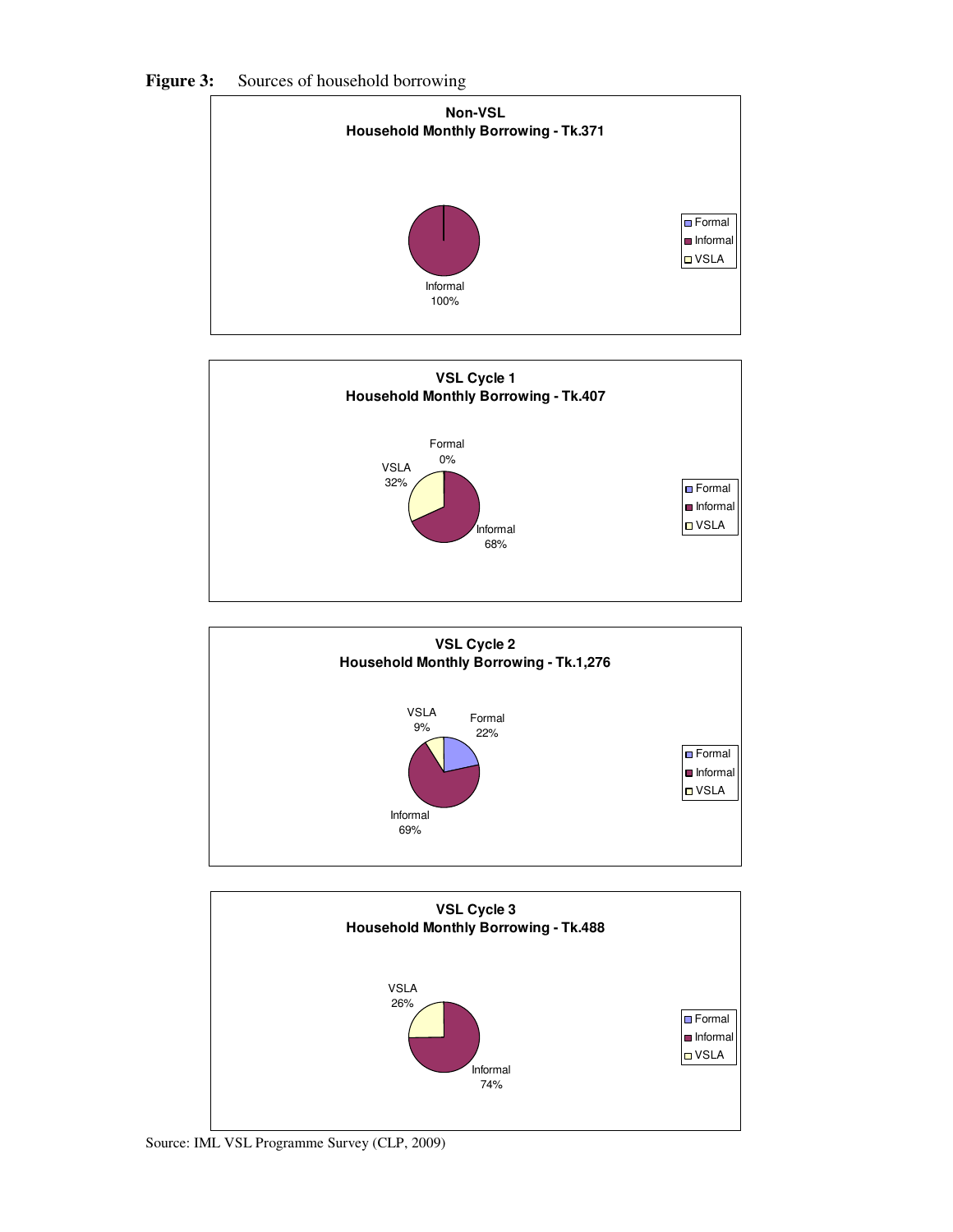**Figure 3:** Sources of household borrowing

**Non-VSL**
**Household Monthly Borrowing - Tk.371**

Informal 100%

Legend: Formal, Informal, VSLA

**VSL Cycle 1**
**Household Monthly Borrowing - Tk.407**

Formal 0%
VSLA 32%
Informal 68%

Legend: Formal, Informal, VSLA

**VSL Cycle 2**
**Household Monthly Borrowing - Tk.1,276**

VSLA 9%
Formal 22%
Informal 69%

Legend: Formal, Informal, VSLA

**VSL Cycle 3**
**Household Monthly Borrowing - Tk.488**

VSLA 26%
Informal 74%

Legend: Formal, Informal, VSLA

Source: IML VSL Programme Survey (CLP, 2009)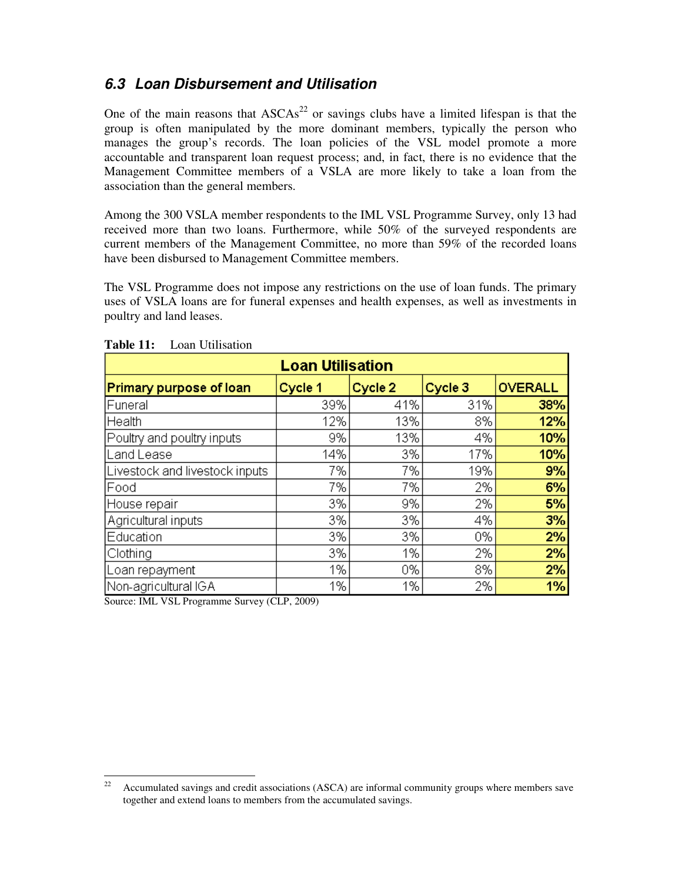### *6.3 Loan Disbursement and Utilisation*

One of the main reasons that ASCAs[22] or savings clubs have a limited lifespan is that the group is often manipulated by the more dominant members, typically the person who manages the group's records. The loan policies of the VSL model promote a more accountable and transparent loan request process; and, in fact, there is no evidence that the Management Committee members of a VSLA are more likely to take a loan from the association than the general members.

Among the 300 VSLA member respondents to the IML VSL Programme Survey, only 13 had received more than two loans. Furthermore, while 50% of the surveyed respondents are current members of the Management Committee, no more than 59% of the recorded loans have been disbursed to Management Committee members.

The VSL Programme does not impose any restrictions on the use of loan funds. The primary uses of VSLA loans are for funeral expenses and health expenses, as well as investments in poultry and land leases.

**Table 11:** Loan Utilisation

| Loan Utilisation | | | | |
|---|---|---|---|---|
| **Primary purpose of loan** | **Cycle 1** | **Cycle 2** | **Cycle 3** | **OVERALL** |
| Funeral | 39% | 41% | 31% | **38%** |
| Health | 12% | 13% | 8% | **12%** |
| Poultry and poultry inputs | 9% | 13% | 4% | **10%** |
| Land Lease | 14% | 3% | 17% | **10%** |
| Livestock and livestock inputs | 7% | 7% | 19% | **9%** |
| Food | 7% | 7% | 2% | **6%** |
| House repair | 3% | 9% | 2% | **5%** |
| Agricultural inputs | 3% | 3% | 4% | **3%** |
| Education | 3% | 3% | 0% | **2%** |
| Clothing | 3% | 1% | 2% | **2%** |
| Loan repayment | 1% | 0% | 8% | **2%** |
| Non-agricultural IGA | 1% | 1% | 2% | **1%** |

Source: IML VSL Programme Survey (CLP, 2009)

[22] Accumulated savings and credit associations (ASCA) are informal community groups where members save together and extend loans to members from the accumulated savings.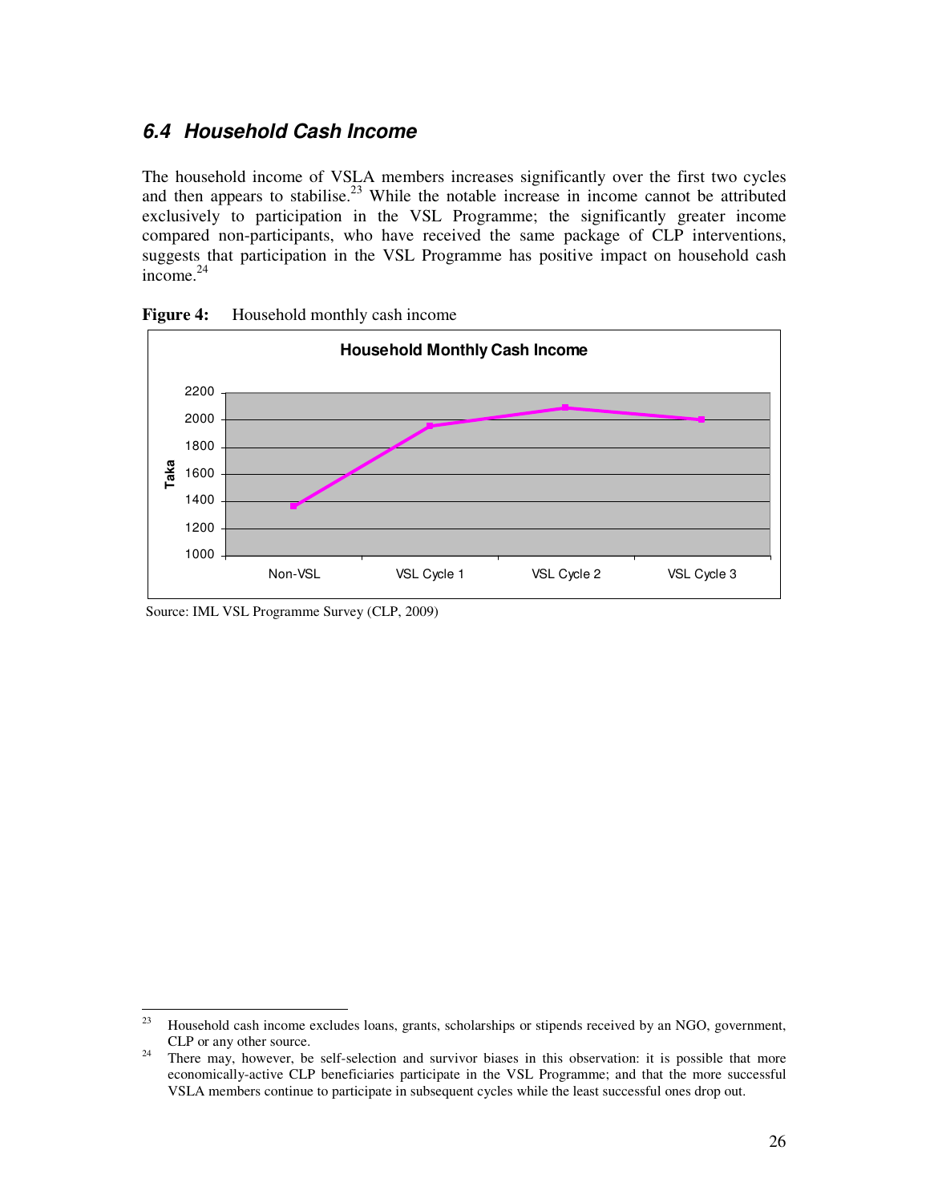## *6.4 Household Cash Income*

The household income of VSLA members increases significantly over the first two cycles and then appears to stabilise.[23] While the notable increase in income cannot be attributed exclusively to participation in the VSL Programme; the significantly greater income compared non-participants, who have received the same package of CLP interventions, suggests that participation in the VSL Programme has positive impact on household cash income.[24]

**Figure 4:** Household monthly cash income

Source: IML VSL Programme Survey (CLP, 2009)

---

[23] Household cash income excludes loans, grants, scholarships or stipends received by an NGO, government, CLP or any other source.

[24] There may, however, be self-selection and survivor biases in this observation: it is possible that more economically-active CLP beneficiaries participate in the VSL Programme; and that the more successful VSLA members continue to participate in subsequent cycles while the least successful ones drop out.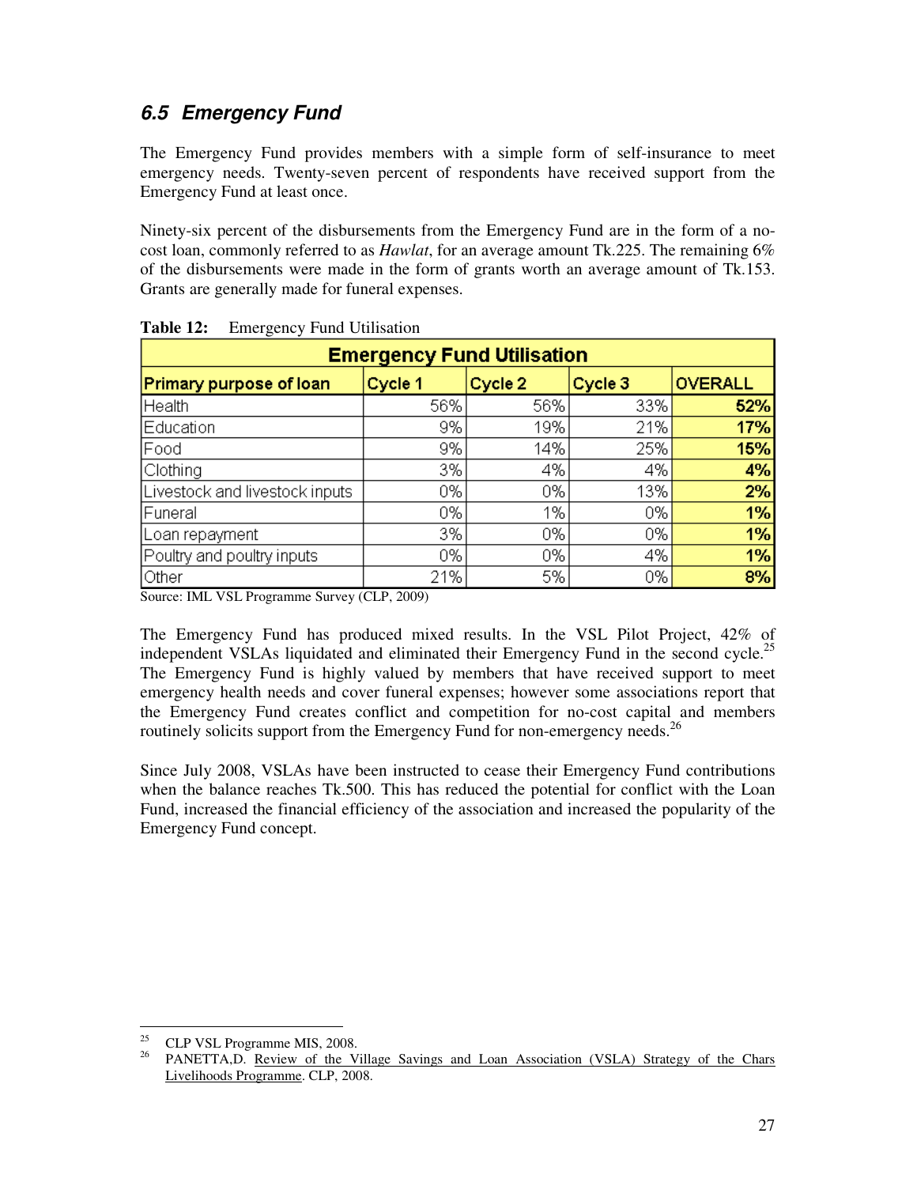## 6.5 Emergency Fund

The Emergency Fund provides members with a simple form of self-insurance to meet emergency needs. Twenty-seven percent of respondents have received support from the Emergency Fund at least once.

Ninety-six percent of the disbursements from the Emergency Fund are in the form of a no-cost loan, commonly referred to as *Hawlat*, for an average amount Tk.225. The remaining 6% of the disbursements were made in the form of grants worth an average amount of Tk.153. Grants are generally made for funeral expenses.

**Table 12:** Emergency Fund Utilisation

| Emergency Fund Utilisation | | | | |
|---|---|---|---|---|
| **Primary purpose of loan** | **Cycle 1** | **Cycle 2** | **Cycle 3** | **OVERALL** |
| Health | 56% | 56% | 33% | **52%** |
| Education | 9% | 19% | 21% | **17%** |
| Food | 9% | 14% | 25% | **15%** |
| Clothing | 3% | 4% | 4% | **4%** |
| Livestock and livestock inputs | 0% | 0% | 13% | **2%** |
| Funeral | 0% | 1% | 0% | **1%** |
| Loan repayment | 3% | 0% | 0% | **1%** |
| Poultry and poultry inputs | 0% | 0% | 4% | **1%** |
| Other | 21% | 5% | 0% | **8%** |

Source: IML VSL Programme Survey (CLP, 2009)

The Emergency Fund has produced mixed results. In the VSL Pilot Project, 42% of independent VSLAs liquidated and eliminated their Emergency Fund in the second cycle.[25] The Emergency Fund is highly valued by members that have received support to meet emergency health needs and cover funeral expenses; however some associations report that the Emergency Fund creates conflict and competition for no-cost capital and members routinely solicits support from the Emergency Fund for non-emergency needs.[26]

Since July 2008, VSLAs have been instructed to cease their Emergency Fund contributions when the balance reaches Tk.500. This has reduced the potential for conflict with the Loan Fund, increased the financial efficiency of the association and increased the popularity of the Emergency Fund concept.

---

[25] CLP VSL Programme MIS, 2008.

[26] PANETTA,D. Review of the Village Savings and Loan Association (VSLA) Strategy of the Chars Livelihoods Programme. CLP, 2008.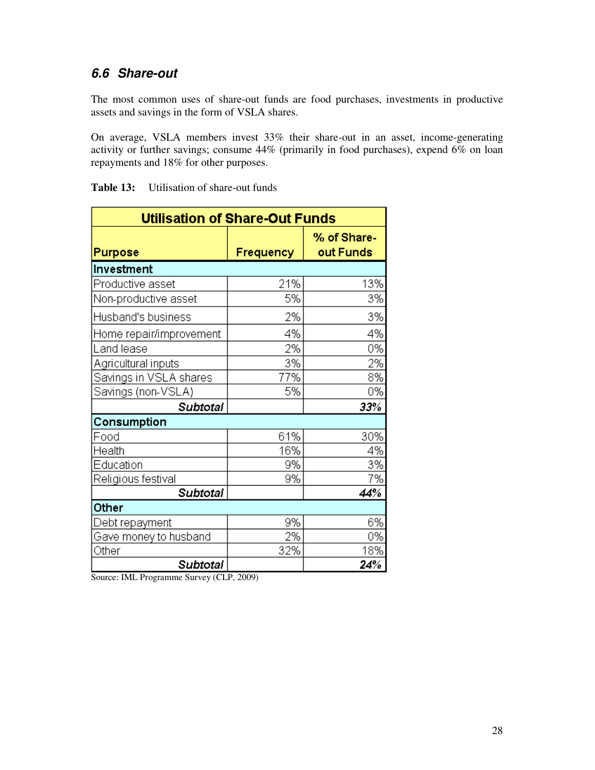### 6.6 Share-out

The most common uses of share-out funds are food purchases, investments in productive assets and savings in the form of VSLA shares.

On average, VSLA members invest 33% their share-out in an asset, income-generating activity or further savings; consume 44% (primarily in food purchases), expend 6% on loan repayments and 18% for other purposes.

**Table 13:** Utilisation of share-out funds

| Utilisation of Share-Out Funds | | |
|---|---|---|
| **Purpose** | **Frequency** | **% of Share-out Funds** |
| **Investment** | | |
| Productive asset | 21% | 13% |
| Non-productive asset | 5% | 3% |
| Husband's business | 2% | 3% |
| Home repair/improvement | 4% | 4% |
| Land lease | 2% | 0% |
| Agricultural inputs | 3% | 2% |
| Savings in VSLA shares | 77% | 8% |
| Savings (non-VSLA) | 5% | 0% |
| ***Subtotal*** | | ***33%*** |
| **Consumption** | | |
| Food | 61% | 30% |
| Health | 16% | 4% |
| Education | 9% | 3% |
| Religious festival | 9% | 7% |
| ***Subtotal*** | | ***44%*** |
| **Other** | | |
| Debt repayment | 9% | 6% |
| Gave money to husband | 2% | 0% |
| Other | 32% | 18% |
| ***Subtotal*** | | ***24%*** |

Source: IML Programme Survey (CLP, 2009)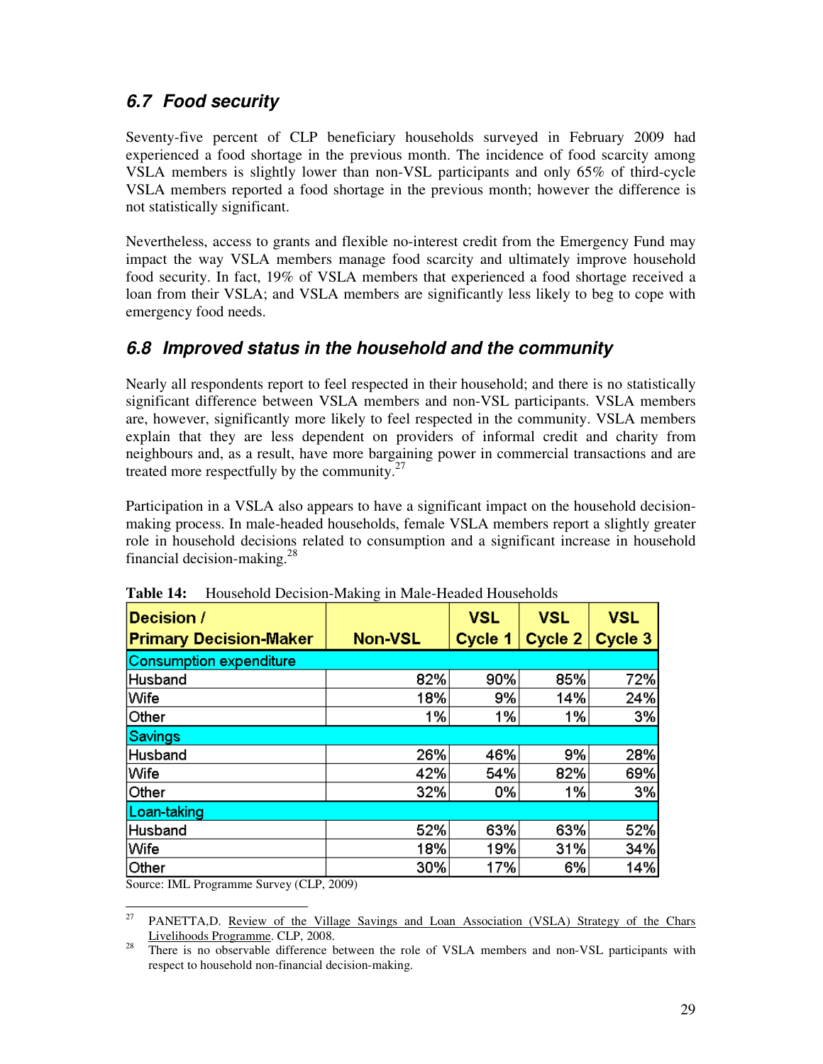## 6.7 Food security

Seventy-five percent of CLP beneficiary households surveyed in February 2009 had experienced a food shortage in the previous month. The incidence of food scarcity among VSLA members is slightly lower than non-VSL participants and only 65% of third-cycle VSLA members reported a food shortage in the previous month; however the difference is not statistically significant.

Nevertheless, access to grants and flexible no-interest credit from the Emergency Fund may impact the way VSLA members manage food scarcity and ultimately improve household food security. In fact, 19% of VSLA members that experienced a food shortage received a loan from their VSLA; and VSLA members are significantly less likely to beg to cope with emergency food needs.

## 6.8 Improved status in the household and the community

Nearly all respondents report to feel respected in their household; and there is no statistically significant difference between VSLA members and non-VSL participants. VSLA members are, however, significantly more likely to feel respected in the community. VSLA members explain that they are less dependent on providers of informal credit and charity from neighbours and, as a result, have more bargaining power in commercial transactions and are treated more respectfully by the community.[27]

Participation in a VSLA also appears to have a significant impact on the household decision-making process. In male-headed households, female VSLA members report a slightly greater role in household decisions related to consumption and a significant increase in household financial decision-making.[28]

**Table 14:** Household Decision-Making in Male-Headed Households

| Decision / Primary Decision-Maker | Non-VSL | VSL Cycle 1 | VSL Cycle 2 | VSL Cycle 3 |
|---|---|---|---|---|
| **Consumption expenditure** | | | | |
| Husband | 82% | 90% | 85% | 72% |
| Wife | 18% | 9% | 14% | 24% |
| Other | 1% | 1% | 1% | 3% |
| **Savings** | | | | |
| Husband | 26% | 46% | 9% | 28% |
| Wife | 42% | 54% | 82% | 69% |
| Other | 32% | 0% | 1% | 3% |
| **Loan-taking** | | | | |
| Husband | 52% | 63% | 63% | 52% |
| Wife | 18% | 19% | 31% | 34% |
| Other | 30% | 17% | 6% | 14% |

Source: IML Programme Survey (CLP, 2009)

---

[27] PANETTA,D. Review of the Village Savings and Loan Association (VSLA) Strategy of the Chars Livelihoods Programme. CLP, 2008.

[28] There is no observable difference between the role of VSLA members and non-VSL participants with respect to household non-financial decision-making.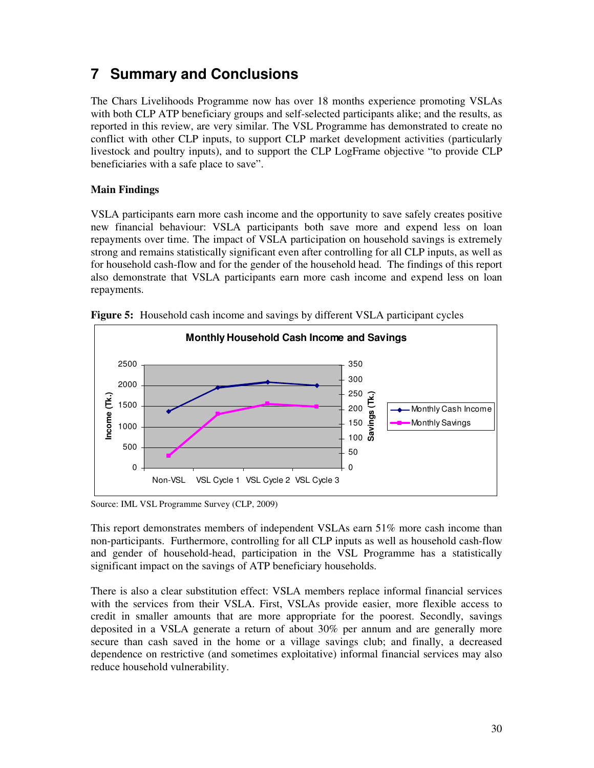# 7 Summary and Conclusions

The Chars Livelihoods Programme now has over 18 months experience promoting VSLAs with both CLP ATP beneficiary groups and self-selected participants alike; and the results, as reported in this review, are very similar. The VSL Programme has demonstrated to create no conflict with other CLP inputs, to support CLP market development activities (particularly livestock and poultry inputs), and to support the CLP LogFrame objective "to provide CLP beneficiaries with a safe place to save".

**Main Findings**

VSLA participants earn more cash income and the opportunity to save safely creates positive new financial behaviour: VSLA participants both save more and expend less on loan repayments over time. The impact of VSLA participation on household savings is extremely strong and remains statistically significant even after controlling for all CLP inputs, as well as for household cash-flow and for the gender of the household head. The findings of this report also demonstrate that VSLA participants earn more cash income and expend less on loan repayments.

**Figure 5:** Household cash income and savings by different VSLA participant cycles

Source: IML VSL Programme Survey (CLP, 2009)

This report demonstrates members of independent VSLAs earn 51% more cash income than non-participants. Furthermore, controlling for all CLP inputs as well as household cash-flow and gender of household-head, participation in the VSL Programme has a statistically significant impact on the savings of ATP beneficiary households.

There is also a clear substitution effect: VSLA members replace informal financial services with the services from their VSLA. First, VSLAs provide easier, more flexible access to credit in smaller amounts that are more appropriate for the poorest. Secondly, savings deposited in a VSLA generate a return of about 30% per annum and are generally more secure than cash saved in the home or a village savings club; and finally, a decreased dependence on restrictive (and sometimes exploitative) informal financial services may also reduce household vulnerability.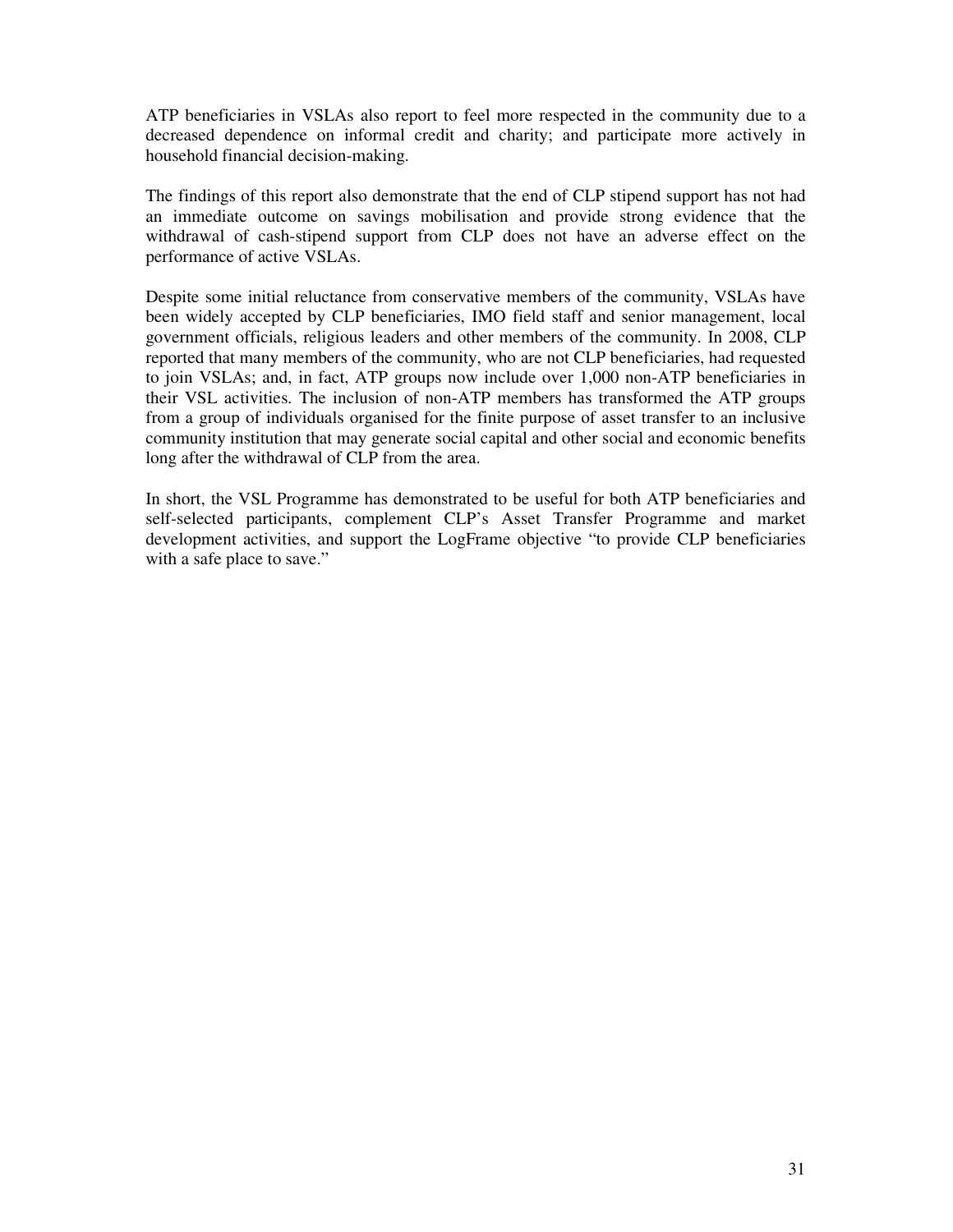ATP beneficiaries in VSLAs also report to feel more respected in the community due to a decreased dependence on informal credit and charity; and participate more actively in household financial decision-making.

The findings of this report also demonstrate that the end of CLP stipend support has not had an immediate outcome on savings mobilisation and provide strong evidence that the withdrawal of cash-stipend support from CLP does not have an adverse effect on the performance of active VSLAs.

Despite some initial reluctance from conservative members of the community, VSLAs have been widely accepted by CLP beneficiaries, IMO field staff and senior management, local government officials, religious leaders and other members of the community. In 2008, CLP reported that many members of the community, who are not CLP beneficiaries, had requested to join VSLAs; and, in fact, ATP groups now include over 1,000 non-ATP beneficiaries in their VSL activities. The inclusion of non-ATP members has transformed the ATP groups from a group of individuals organised for the finite purpose of asset transfer to an inclusive community institution that may generate social capital and other social and economic benefits long after the withdrawal of CLP from the area.

In short, the VSL Programme has demonstrated to be useful for both ATP beneficiaries and self-selected participants, complement CLP's Asset Transfer Programme and market development activities, and support the LogFrame objective "to provide CLP beneficiaries with a safe place to save."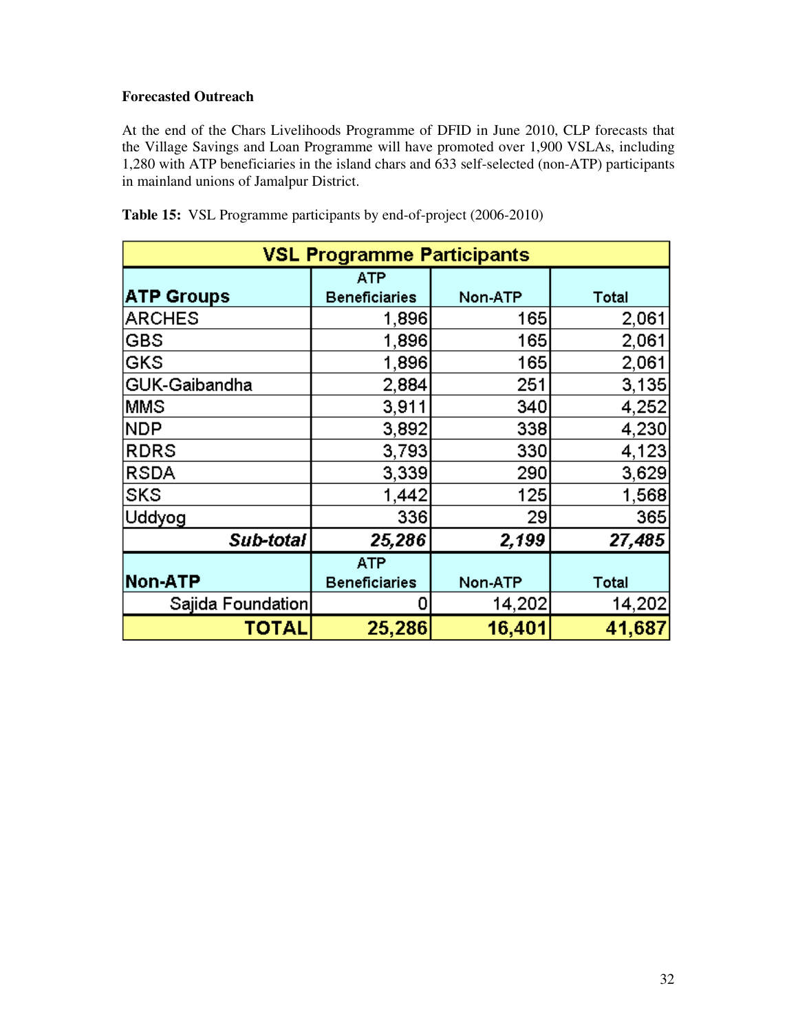**Forecasted Outreach**

At the end of the Chars Livelihoods Programme of DFID in June 2010, CLP forecasts that the Village Savings and Loan Programme will have promoted over 1,900 VSLAs, including 1,280 with ATP beneficiaries in the island chars and 633 self-selected (non-ATP) participants in mainland unions of Jamalpur District.

**Table 15:** VSL Programme participants by end-of-project (2006-2010)

| VSL Programme Participants | | | |
|---|---|---|---|
| **ATP Groups** | ATP Beneficiaries | Non-ATP | Total |
| ARCHES | 1,896 | 165 | 2,061 |
| GBS | 1,896 | 165 | 2,061 |
| GKS | 1,896 | 165 | 2,061 |
| GUK-Gaibandha | 2,884 | 251 | 3,135 |
| MMS | 3,911 | 340 | 4,252 |
| NDP | 3,892 | 338 | 4,230 |
| RDRS | 3,793 | 330 | 4,123 |
| RSDA | 3,339 | 290 | 3,629 |
| SKS | 1,442 | 125 | 1,568 |
| Uddyog | 336 | 29 | 365 |
| ***Sub-total*** | ***25,286*** | ***2,199*** | ***27,485*** |
| **Non-ATP** | ATP Beneficiaries | Non-ATP | Total |
| Sajida Foundation | 0 | 14,202 | 14,202 |
| **TOTAL** | **25,286** | **16,401** | **41,687** |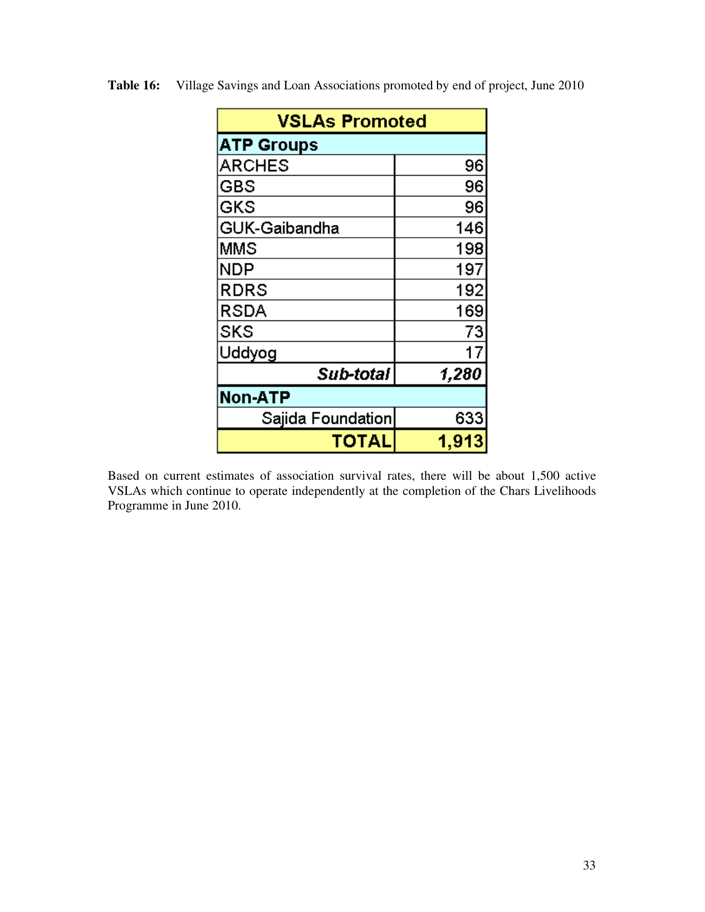**Table 16:** Village Savings and Loan Associations promoted by end of project, June 2010

| VSLAs Promoted | |
|---|---|
| **ATP Groups** | |
| ARCHES | 96 |
| GBS | 96 |
| GKS | 96 |
| GUK-Gaibandha | 146 |
| MMS | 198 |
| NDP | 197 |
| RDRS | 192 |
| RSDA | 169 |
| SKS | 73 |
| Uddyog | 17 |
| ***Sub-total*** | ***1,280*** |
| **Non-ATP** | |
| Sajida Foundation | 633 |
| **TOTAL** | **1,913** |

Based on current estimates of association survival rates, there will be about 1,500 active VSLAs which continue to operate independently at the completion of the Chars Livelihoods Programme in June 2010.